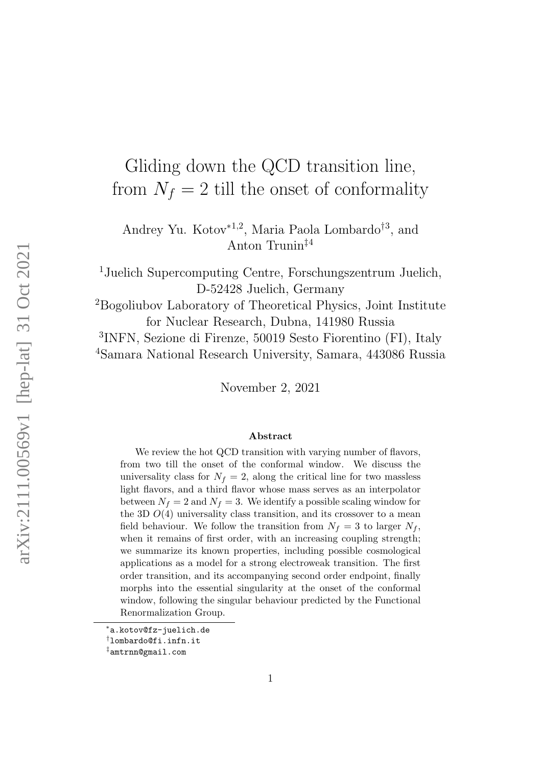# Gliding down the QCD transition line, from $N_f = 2$ till the onset of conformality

Andrey Yu. Kotov[*1,2], Maria Paola Lombardo[†3], and Anton Trunin[‡4]

[1]Juelich Supercomputing Centre, Forschungszentrum Juelich, D-52428 Juelich, Germany

[2]Bogoliubov Laboratory of Theoretical Physics, Joint Institute for Nuclear Research, Dubna, 141980 Russia

[3]INFN, Sezione di Firenze, 50019 Sesto Fiorentino (FI), Italy

[4]Samara National Research University, Samara, 443086 Russia

November 2, 2021

### Abstract

We review the hot QCD transition with varying number of flavors, from two till the onset of the conformal window. We discuss the universality class for $N_f = 2$, along the critical line for two massless light flavors, and a third flavor whose mass serves as an interpolator between $N_f = 2$ and $N_f = 3$. We identify a possible scaling window for the 3D $O(4)$ universality class transition, and its crossover to a mean field behaviour. We follow the transition from $N_f = 3$ to larger $N_f$, when it remains of first order, with an increasing coupling strength; we summarize its known properties, including possible cosmological applications as a model for a strong electroweak transition. The first order transition, and its accompanying second order endpoint, finally morphs into the essential singularity at the onset of the conformal window, following the singular behaviour predicted by the Functional Renormalization Group.

---

[*]a.kotov@fz-juelich.de

[†]lombardo@fi.infn.it

[‡]amtrnn@gmail.com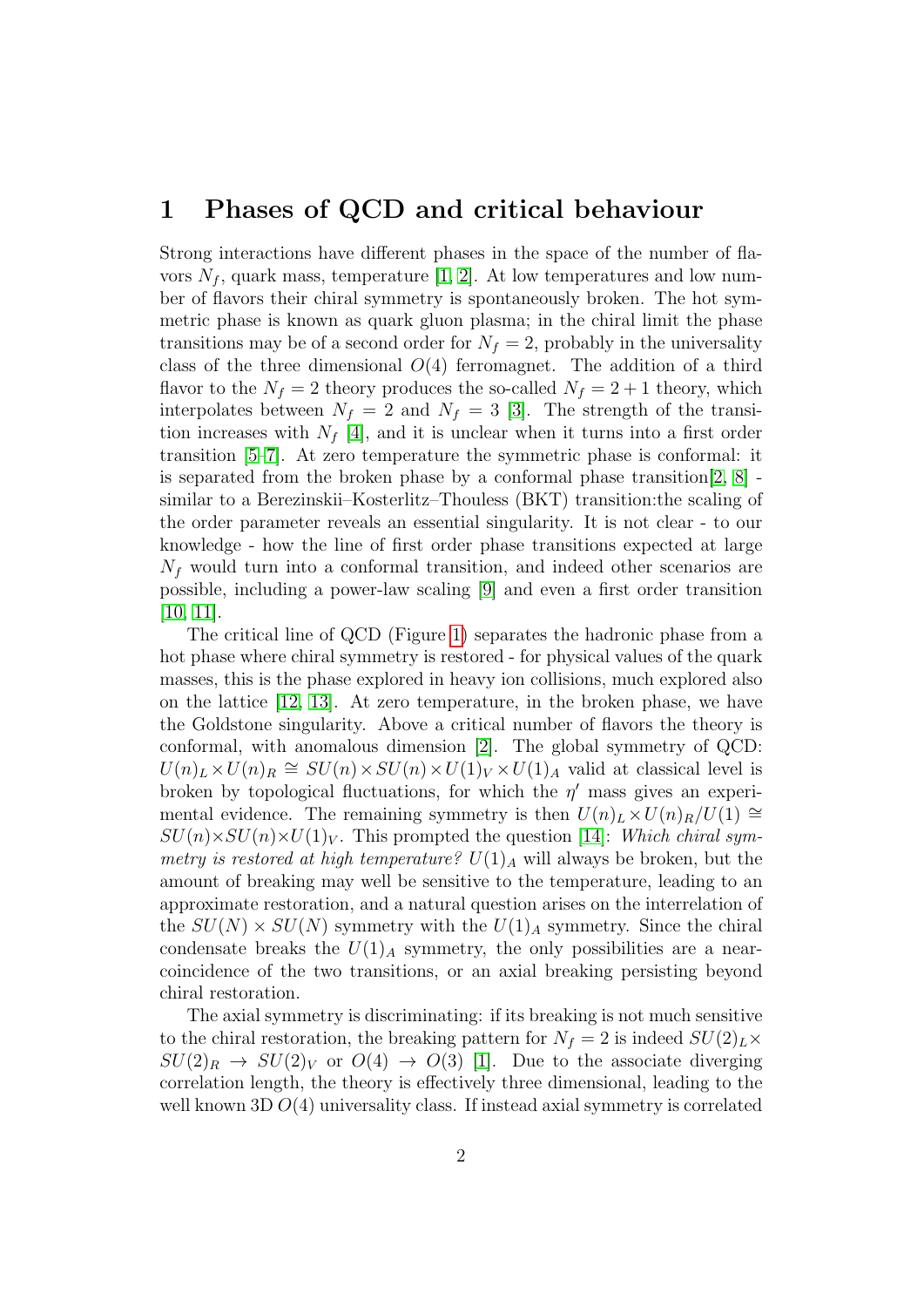# 1 Phases of QCD and critical behaviour

Strong interactions have different phases in the space of the number of flavors $N_f$, quark mass, temperature [1, 2]. At low temperatures and low number of flavors their chiral symmetry is spontaneously broken. The hot symmetric phase is known as quark gluon plasma; in the chiral limit the phase transitions may be of a second order for $N_f = 2$, probably in the universality class of the three dimensional $O(4)$ ferromagnet. The addition of a third flavor to the $N_f = 2$ theory produces the so-called $N_f = 2+1$ theory, which interpolates between $N_f = 2$ and $N_f = 3$ [3]. The strength of the transition increases with $N_f$ [4], and it is unclear when it turns into a first order transition [5–7]. At zero temperature the symmetric phase is conformal: it is separated from the broken phase by a conformal phase transition[2, 8] - similar to a Berezinskii–Kosterlitz–Thouless (BKT) transition:the scaling of the order parameter reveals an essential singularity. It is not clear - to our knowledge - how the line of first order phase transitions expected at large $N_f$ would turn into a conformal transition, and indeed other scenarios are possible, including a power-law scaling [9] and even a first order transition [10, 11].

The critical line of QCD (Figure 1) separates the hadronic phase from a hot phase where chiral symmetry is restored - for physical values of the quark masses, this is the phase explored in heavy ion collisions, much explored also on the lattice [12, 13]. At zero temperature, in the broken phase, we have the Goldstone singularity. Above a critical number of flavors the theory is conformal, with anomalous dimension [2]. The global symmetry of QCD: $U(n)_L \times U(n)_R \cong SU(n) \times SU(n) \times U(1)_V \times U(1)_A$ valid at classical level is broken by topological fluctuations, for which the $\eta'$ mass gives an experimental evidence. The remaining symmetry is then $U(n)_L \times U(n)_R / U(1) \cong SU(n) \times SU(n) \times U(1)_V$. This prompted the question [14]: *Which chiral symmetry is restored at high temperature?* $U(1)_A$ will always be broken, but the amount of breaking may well be sensitive to the temperature, leading to an approximate restoration, and a natural question arises on the interrelation of the $SU(N) \times SU(N)$ symmetry with the $U(1)_A$ symmetry. Since the chiral condensate breaks the $U(1)_A$ symmetry, the only possibilities are a near-coincidence of the two transitions, or an axial breaking persisting beyond chiral restoration.

The axial symmetry is discriminating: if its breaking is not much sensitive to the chiral restoration, the breaking pattern for $N_f = 2$ is indeed $SU(2)_L \times SU(2)_R \rightarrow SU(2)_V$ or $O(4) \rightarrow O(3)$ [1]. Due to the associate diverging correlation length, the theory is effectively three dimensional, leading to the well known 3D $O(4)$ universality class. If instead axial symmetry is correlated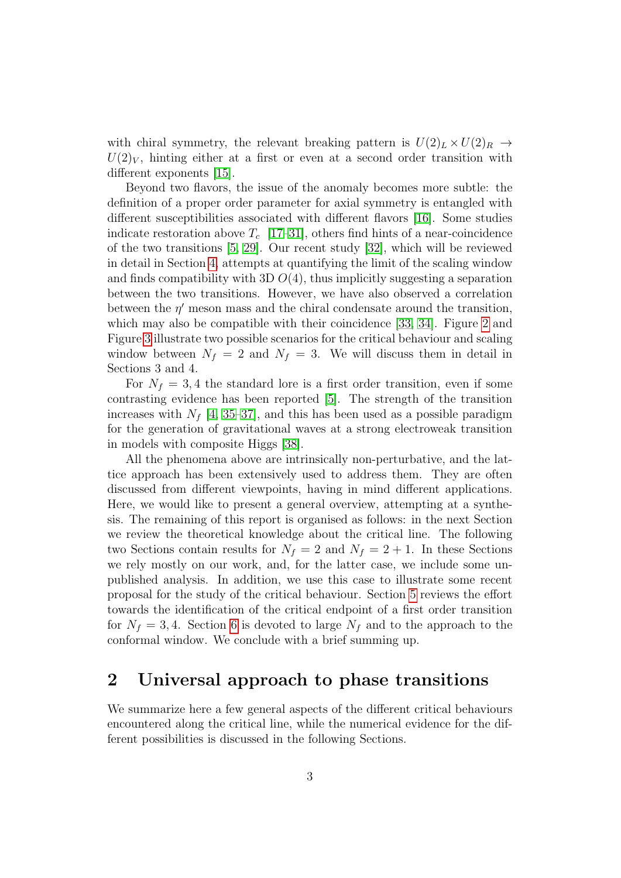with chiral symmetry, the relevant breaking pattern is $U(2)_L \times U(2)_R \rightarrow U(2)_V$, hinting either at a first or even at a second order transition with different exponents [15].

Beyond two flavors, the issue of the anomaly becomes more subtle: the definition of a proper order parameter for axial symmetry is entangled with different susceptibilities associated with different flavors [16]. Some studies indicate restoration above $T_c$ [17–31], others find hints of a near-coincidence of the two transitions [5, 29]. Our recent study [32], which will be reviewed in detail in Section 4, attempts at quantifying the limit of the scaling window and finds compatibility with 3D $O(4)$, thus implicitly suggesting a separation between the two transitions. However, we have also observed a correlation between the $\eta'$ meson mass and the chiral condensate around the transition, which may also be compatible with their coincidence [33, 34]. Figure 2 and Figure 3 illustrate two possible scenarios for the critical behaviour and scaling window between $N_f = 2$ and $N_f = 3$. We will discuss them in detail in Sections 3 and 4.

For $N_f = 3, 4$ the standard lore is a first order transition, even if some contrasting evidence has been reported [5]. The strength of the transition increases with $N_f$ [4, 35–37], and this has been used as a possible paradigm for the generation of gravitational waves at a strong electroweak transition in models with composite Higgs [38].

All the phenomena above are intrinsically non-perturbative, and the lattice approach has been extensively used to address them. They are often discussed from different viewpoints, having in mind different applications. Here, we would like to present a general overview, attempting at a synthesis. The remaining of this report is organised as follows: in the next Section we review the theoretical knowledge about the critical line. The following two Sections contain results for $N_f = 2$ and $N_f = 2 + 1$. In these Sections we rely mostly on our work, and, for the latter case, we include some unpublished analysis. In addition, we use this case to illustrate some recent proposal for the study of the critical behaviour. Section 5 reviews the effort towards the identification of the critical endpoint of a first order transition for $N_f = 3, 4$. Section 6 is devoted to large $N_f$ and to the approach to the conformal window. We conclude with a brief summing up.

## 2 Universal approach to phase transitions

We summarize here a few general aspects of the different critical behaviours encountered along the critical line, while the numerical evidence for the different possibilities is discussed in the following Sections.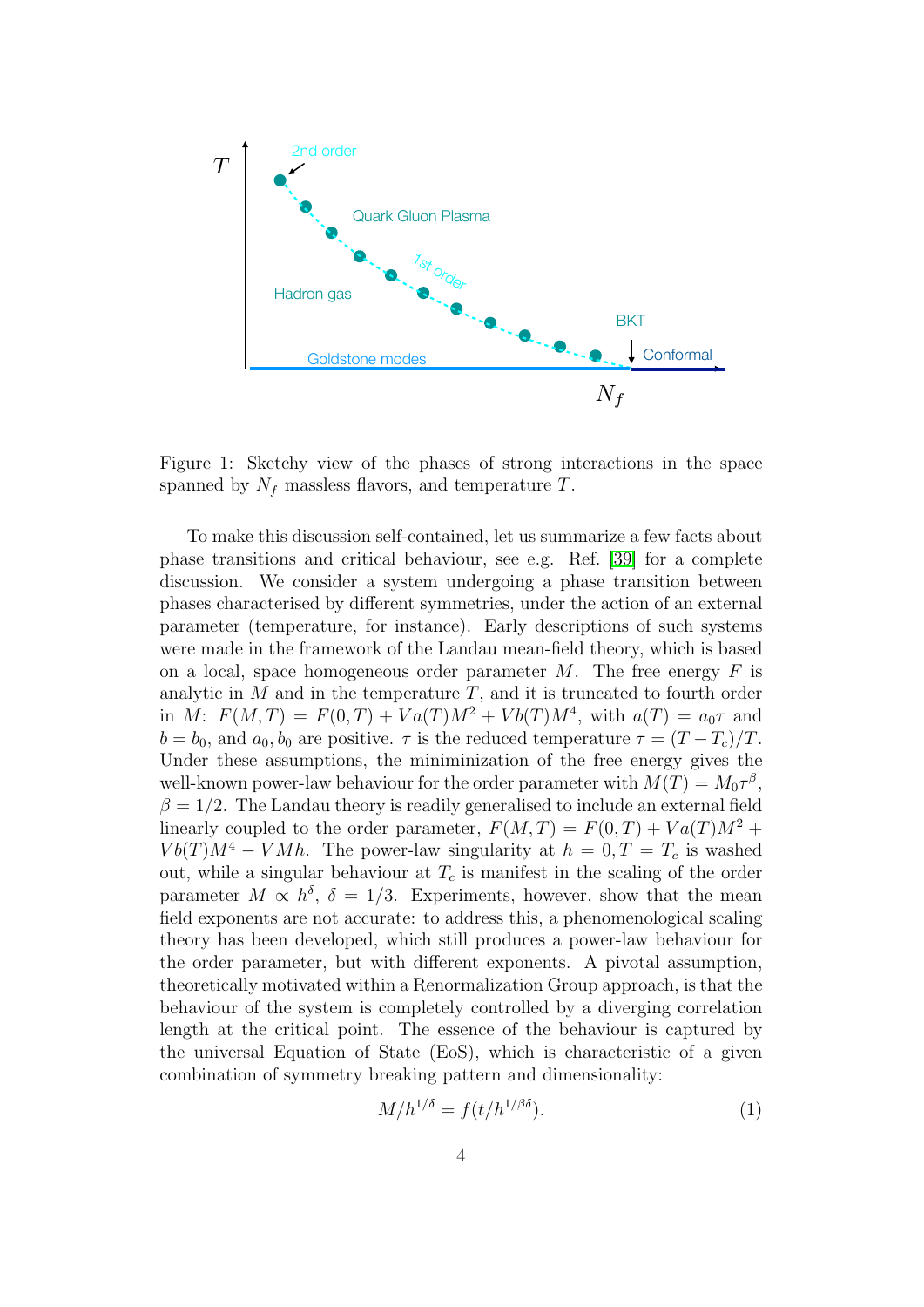Figure 1: Sketchy view of the phases of strong interactions in the space spanned by $N_f$ massless flavors, and temperature $T$.

To make this discussion self-contained, let us summarize a few facts about phase transitions and critical behaviour, see e.g. Ref. [39] for a complete discussion. We consider a system undergoing a phase transition between phases characterised by different symmetries, under the action of an external parameter (temperature, for instance). Early descriptions of such systems were made in the framework of the Landau mean-field theory, which is based on a local, space homogeneous order parameter $M$. The free energy $F$ is analytic in $M$ and in the temperature $T$, and it is truncated to fourth order in $M$: $F(M,T) = F(0,T) + Va(T)M^2 + Vb(T)M^4$, with $a(T) = a_0\tau$ and $b = b_0$, and $a_0, b_0$ are positive. $\tau$ is the reduced temperature $\tau = (T - T_c)/T$. Under these assumptions, the miniminization of the free energy gives the well-known power-law behaviour for the order parameter with $M(T) = M_0\tau^\beta$, $\beta = 1/2$. The Landau theory is readily generalised to include an external field linearly coupled to the order parameter, $F(M,T) = F(0,T) + Va(T)M^2 + Vb(T)M^4 - VMh$. The power-law singularity at $h = 0, T = T_c$ is washed out, while a singular behaviour at $T_c$ is manifest in the scaling of the order parameter $M \propto h^\delta$, $\delta = 1/3$. Experiments, however, show that the mean field exponents are not accurate: to address this, a phenomenological scaling theory has been developed, which still produces a power-law behaviour for the order parameter, but with different exponents. A pivotal assumption, theoretically motivated within a Renormalization Group approach, is that the behaviour of the system is completely controlled by a diverging correlation length at the critical point. The essence of the behaviour is captured by the universal Equation of State (EoS), which is characteristic of a given combination of symmetry breaking pattern and dimensionality:

$$M/h^{1/\delta} = f(t/h^{1/\beta\delta}). \tag{1}$$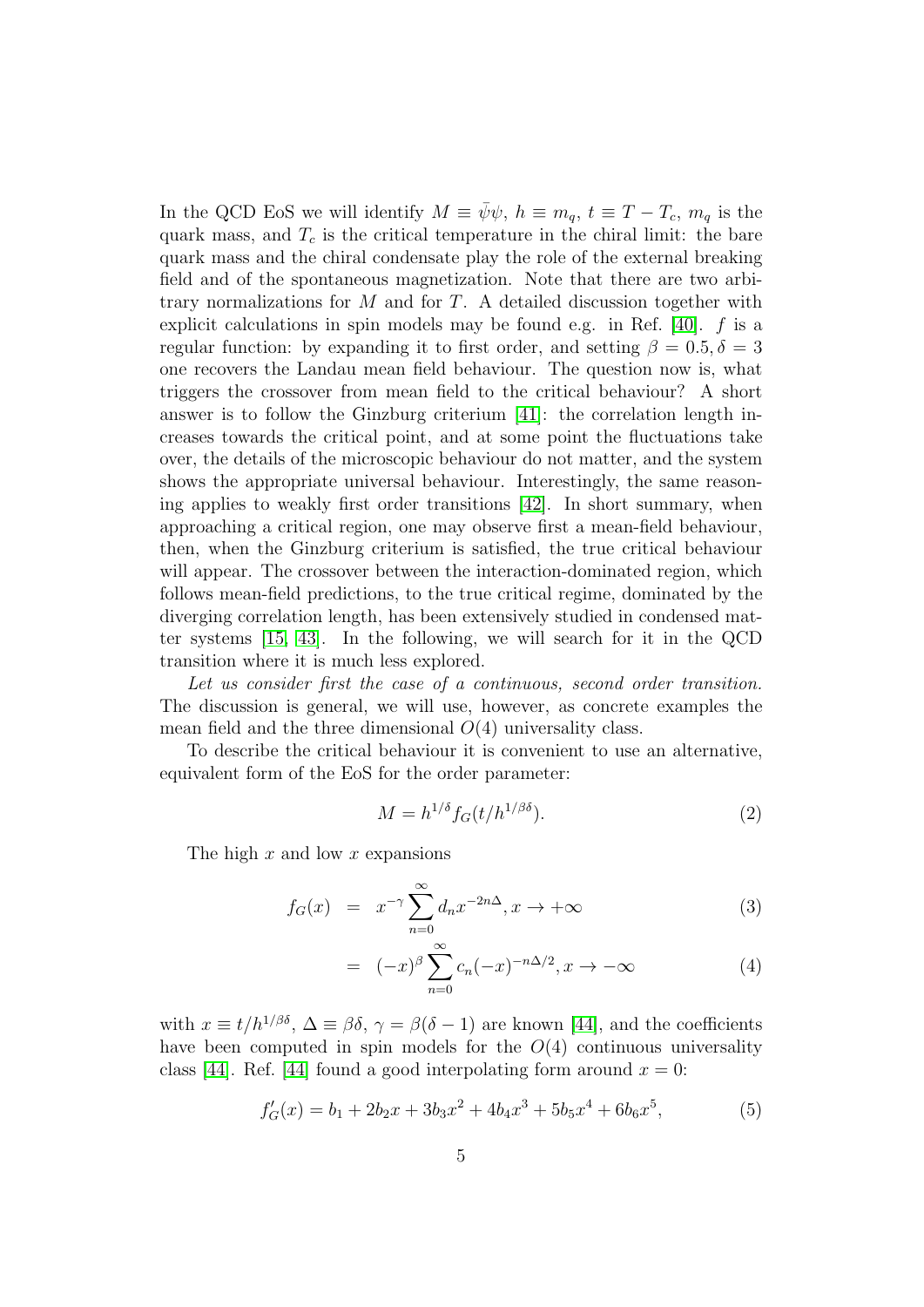In the QCD EoS we will identify $M \equiv \bar{\psi}\psi$, $h \equiv m_q$, $t \equiv T - T_c$, $m_q$ is the quark mass, and $T_c$ is the critical temperature in the chiral limit: the bare quark mass and the chiral condensate play the role of the external breaking field and of the spontaneous magnetization. Note that there are two arbitrary normalizations for $M$ and for $T$. A detailed discussion together with explicit calculations in spin models may be found e.g. in Ref. [40]. $f$ is a regular function: by expanding it to first order, and setting $\beta = 0.5, \delta = 3$ one recovers the Landau mean field behaviour. The question now is, what triggers the crossover from mean field to the critical behaviour? A short answer is to follow the Ginzburg criterium [41]: the correlation length increases towards the critical point, and at some point the fluctuations take over, the details of the microscopic behaviour do not matter, and the system shows the appropriate universal behaviour. Interestingly, the same reasoning applies to weakly first order transitions [42]. In short summary, when approaching a critical region, one may observe first a mean-field behaviour, then, when the Ginzburg criterium is satisfied, the true critical behaviour will appear. The crossover between the interaction-dominated region, which follows mean-field predictions, to the true critical regime, dominated by the diverging correlation length, has been extensively studied in condensed matter systems [15, 43]. In the following, we will search for it in the QCD transition where it is much less explored.

*Let us consider first the case of a continuous, second order transition.* The discussion is general, we will use, however, as concrete examples the mean field and the three dimensional $O(4)$ universality class.

To describe the critical behaviour it is convenient to use an alternative, equivalent form of the EoS for the order parameter:

$$M = h^{1/\delta} f_G(t/h^{1/\beta\delta}). \tag{2}$$

The high $x$ and low $x$ expansions

$$f_G(x) = x^{-\gamma} \sum_{n=0}^{\infty} d_n x^{-2n\Delta}, x \to +\infty \tag{3}$$

$$= (-x)^{\beta} \sum_{n=0}^{\infty} c_n (-x)^{-n\Delta/2}, x \to -\infty \tag{4}$$

with $x \equiv t/h^{1/\beta\delta}$, $\Delta \equiv \beta\delta$, $\gamma = \beta(\delta - 1)$ are known [44], and the coefficients have been computed in spin models for the $O(4)$ continuous universality class [44]. Ref. [44] found a good interpolating form around $x = 0$:

$$f'_G(x) = b_1 + 2b_2 x + 3b_3 x^2 + 4b_4 x^3 + 5b_5 x^4 + 6b_6 x^5, \tag{5}$$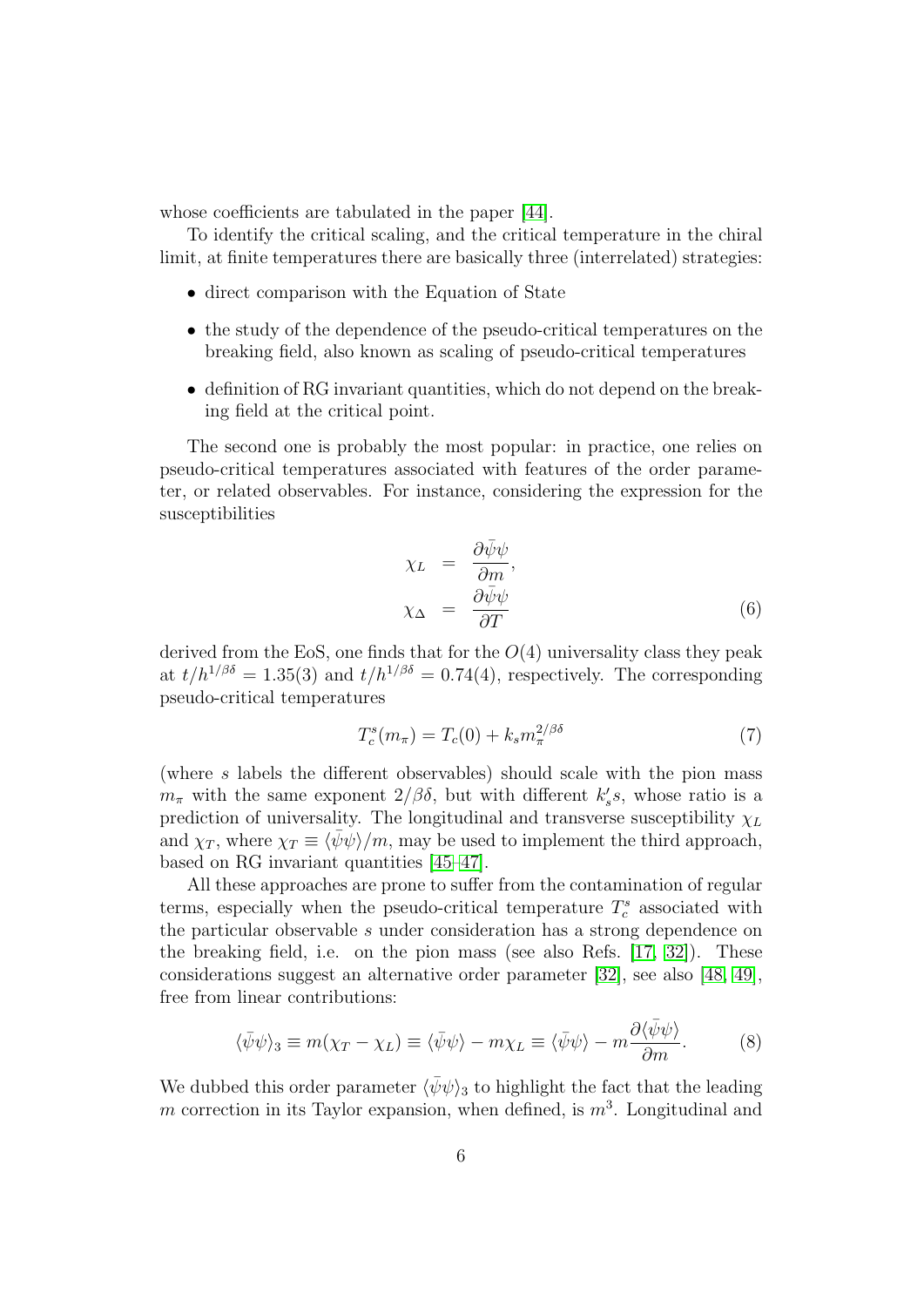whose coefficients are tabulated in the paper [44].

To identify the critical scaling, and the critical temperature in the chiral limit, at finite temperatures there are basically three (interrelated) strategies:

- direct comparison with the Equation of State
- the study of the dependence of the pseudo-critical temperatures on the breaking field, also known as scaling of pseudo-critical temperatures
- definition of RG invariant quantities, which do not depend on the breaking field at the critical point.

The second one is probably the most popular: in practice, one relies on pseudo-critical temperatures associated with features of the order parameter, or related observables. For instance, considering the expression for the susceptibilities

$$\begin{aligned}
\chi_L &= \frac{\partial \bar{\psi}\psi}{\partial m}, \\
\chi_\Delta &= \frac{\partial \bar{\psi}\psi}{\partial T}
\end{aligned} \tag{6}$$

derived from the EoS, one finds that for the $O(4)$ universality class they peak at $t/h^{1/\beta\delta} = 1.35(3)$ and $t/h^{1/\beta\delta} = 0.74(4)$, respectively. The corresponding pseudo-critical temperatures

$$T_c^s(m_\pi) = T_c(0) + k_s m_\pi^{2/\beta\delta} \tag{7}$$

(where $s$ labels the different observables) should scale with the pion mass $m_\pi$ with the same exponent $2/\beta\delta$, but with different $k_s'$s, whose ratio is a prediction of universality. The longitudinal and transverse susceptibility $\chi_L$ and $\chi_T$, where $\chi_T \equiv \langle\bar{\psi}\psi\rangle/m$, may be used to implement the third approach, based on RG invariant quantities [45–47].

All these approaches are prone to suffer from the contamination of regular terms, especially when the pseudo-critical temperature $T_c^s$ associated with the particular observable $s$ under consideration has a strong dependence on the breaking field, i.e. on the pion mass (see also Refs. [17, 32]). These considerations suggest an alternative order parameter [32], see also [48, 49], free from linear contributions:

$$\langle\bar{\psi}\psi\rangle_3 \equiv m(\chi_T - \chi_L) \equiv \langle\bar{\psi}\psi\rangle - m\chi_L \equiv \langle\bar{\psi}\psi\rangle - m\frac{\partial\langle\bar{\psi}\psi\rangle}{\partial m}. \tag{8}$$

We dubbed this order parameter $\langle\bar{\psi}\psi\rangle_3$ to highlight the fact that the leading $m$ correction in its Taylor expansion, when defined, is $m^3$. Longitudinal and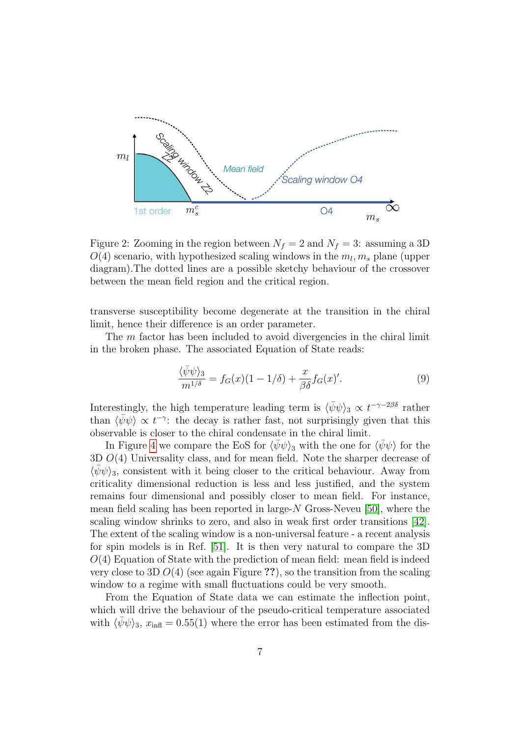Figure 2: Zooming in the region between $N_f = 2$ and $N_f = 3$: assuming a 3D $O(4)$ scenario, with hypothesized scaling windows in the $m_l, m_s$ plane (upper diagram).The dotted lines are a possible sketchy behaviour of the crossover between the mean field region and the critical region.

transverse susceptibility become degenerate at the transition in the chiral limit, hence their difference is an order parameter.

The $m$ factor has been included to avoid divergencies in the chiral limit in the broken phase. The associated Equation of State reads:

$$\frac{\langle\bar{\psi}\psi\rangle_3}{m^{1/\delta}} = f_G(x)(1 - 1/\delta) + \frac{x}{\beta\delta} f_G(x)'. \tag{9}$$

Interestingly, the high temperature leading term is $\langle\bar{\psi}\psi\rangle_3 \propto t^{-\gamma-2\beta\delta}$ rather than $\langle\bar{\psi}\psi\rangle \propto t^{-\gamma}$: the decay is rather fast, not surprisingly given that this observable is closer to the chiral condensate in the chiral limit.

In Figure 4 we compare the EoS for $\langle\bar{\psi}\psi\rangle_3$ with the one for $\langle\bar{\psi}\psi\rangle$ for the 3D $O(4)$ Universality class, and for mean field. Note the sharper decrease of $\langle\bar{\psi}\psi\rangle_3$, consistent with it being closer to the critical behaviour. Away from criticality dimensional reduction is less and less justified, and the system remains four dimensional and possibly closer to mean field. For instance, mean field scaling has been reported in large-$N$ Gross-Neveu [50], where the scaling window shrinks to zero, and also in weak first order transitions [42]. The extent of the scaling window is a non-universal feature - a recent analysis for spin models is in Ref. [51]. It is then very natural to compare the 3D $O(4)$ Equation of State with the prediction of mean field: mean field is indeed very close to 3D $O(4)$ (see again Figure **??**), so the transition from the scaling window to a regime with small fluctuations could be very smooth.

From the Equation of State data we can estimate the inflection point, which will drive the behaviour of the pseudo-critical temperature associated with $\langle\bar{\psi}\psi\rangle_3$, $x_{\text{infl}} = 0.55(1)$ where the error has been estimated from the dis-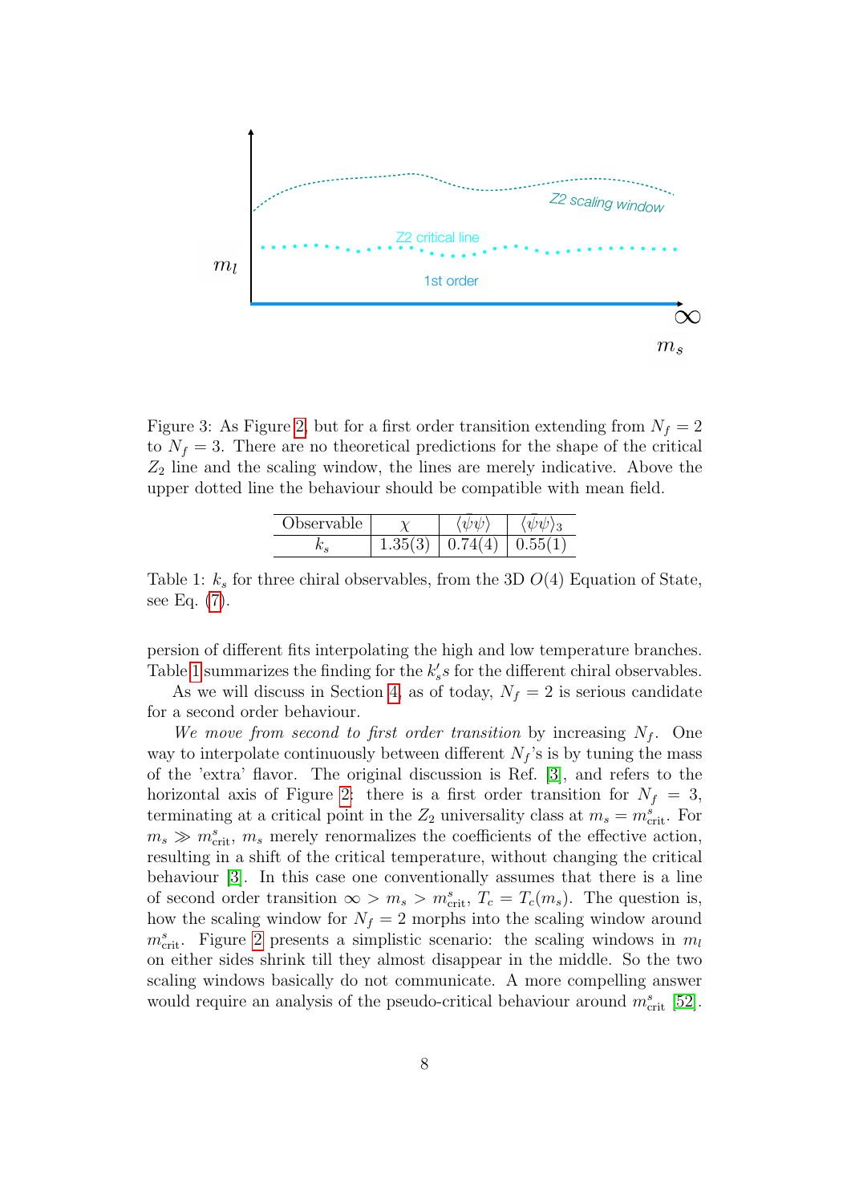Figure 3: As Figure 2, but for a first order transition extending from $N_f = 2$ to $N_f = 3$. There are no theoretical predictions for the shape of the critical $Z_2$ line and the scaling window, the lines are merely indicative. Above the upper dotted line the behaviour should be compatible with mean field.

| Observable | $\chi$ | $\langle\bar{\psi}\psi\rangle$ | $\langle\bar{\psi}\psi\rangle_3$ |
|---|---|---|---|
| $k_s$ | 1.35(3) | 0.74(4) | 0.55(1) |

Table 1: $k_s$ for three chiral observables, from the 3D $O(4)$ Equation of State, see Eq. (7).

persion of different fits interpolating the high and low temperature branches. Table 1 summarizes the finding for the $k_s's$ for the different chiral observables.

As we will discuss in Section 4, as of today, $N_f = 2$ is serious candidate for a second order behaviour.

*We move from second to first order transition* by increasing $N_f$. One way to interpolate continuously between different $N_f$'s is by tuning the mass of the 'extra' flavor. The original discussion is Ref. [3], and refers to the horizontal axis of Figure 2: there is a first order transition for $N_f = 3$, terminating at a critical point in the $Z_2$ universality class at $m_s = m^s_{\text{crit}}$. For $m_s \gg m^s_{\text{crit}}$, $m_s$ merely renormalizes the coefficients of the effective action, resulting in a shift of the critical temperature, without changing the critical behaviour [3]. In this case one conventionally assumes that there is a line of second order transition $\infty > m_s > m^s_{\text{crit}}$, $T_c = T_c(m_s)$. The question is, how the scaling window for $N_f = 2$ morphs into the scaling window around $m^s_{\text{crit}}$. Figure 2 presents a simplistic scenario: the scaling windows in $m_l$ on either sides shrink till they almost disappear in the middle. So the two scaling windows basically do not communicate. A more compelling answer would require an analysis of the pseudo-critical behaviour around $m^s_{\text{crit}}$ [52].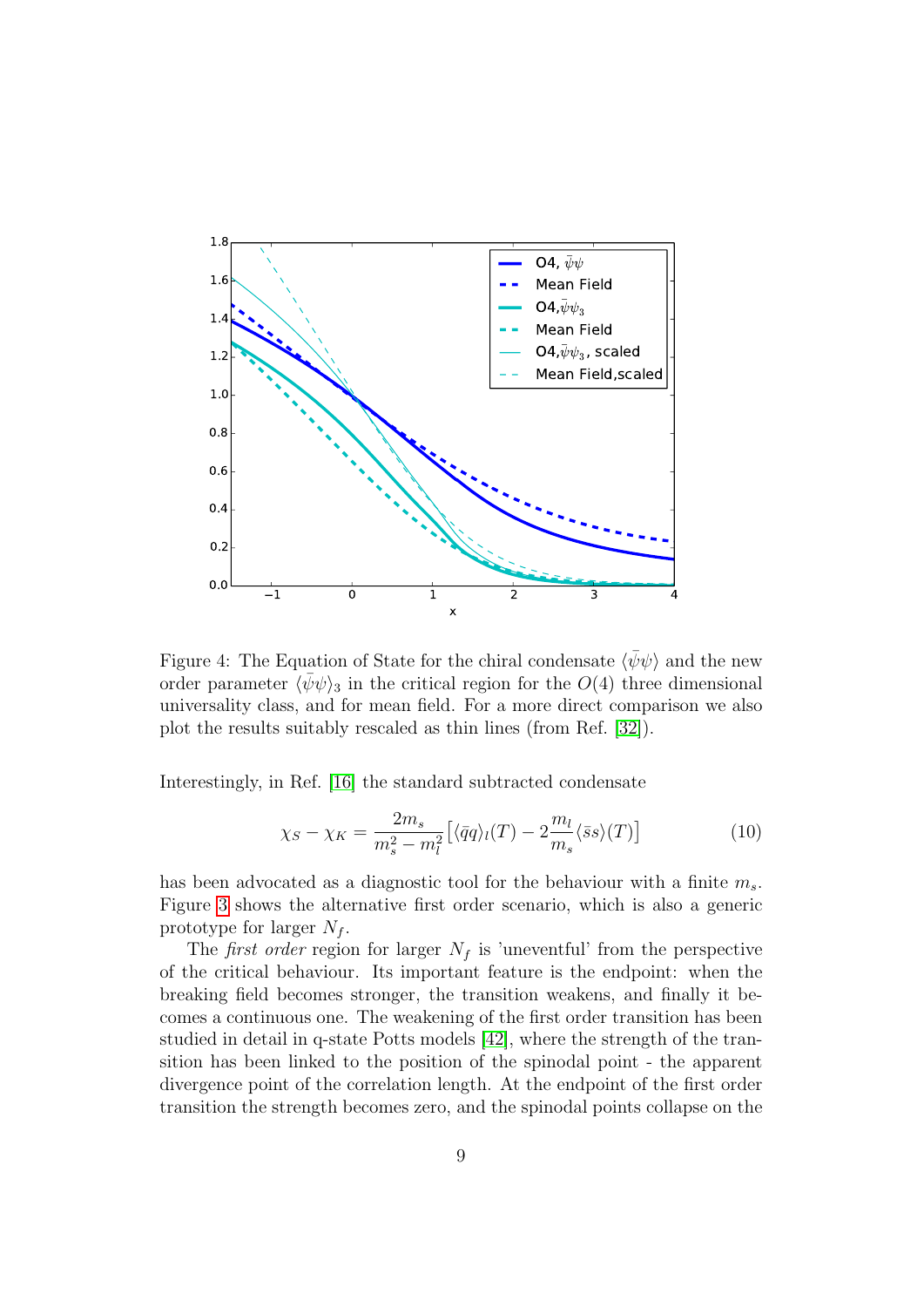Figure 4: The Equation of State for the chiral condensate $\langle\bar{\psi}\psi\rangle$ and the new order parameter $\langle\bar{\psi}\psi\rangle_3$ in the critical region for the $O(4)$ three dimensional universality class, and for mean field. For a more direct comparison we also plot the results suitably rescaled as thin lines (from Ref. [32]).

Interestingly, in Ref. [16] the standard subtracted condensate

$$\chi_S - \chi_K = \frac{2m_s}{m_s^2 - m_l^2}\left[\langle\bar{q}q\rangle_l(T) - 2\frac{m_l}{m_s}\langle\bar{s}s\rangle(T)\right] \tag{10}$$

has been advocated as a diagnostic tool for the behaviour with a finite $m_s$. Figure 3 shows the alternative first order scenario, which is also a generic prototype for larger $N_f$.

The *first order* region for larger $N_f$ is 'uneventful' from the perspective of the critical behaviour. Its important feature is the endpoint: when the breaking field becomes stronger, the transition weakens, and finally it becomes a continuous one. The weakening of the first order transition has been studied in detail in q-state Potts models [42], where the strength of the transition has been linked to the position of the spinodal point - the apparent divergence point of the correlation length. At the endpoint of the first order transition the strength becomes zero, and the spinodal points collapse on the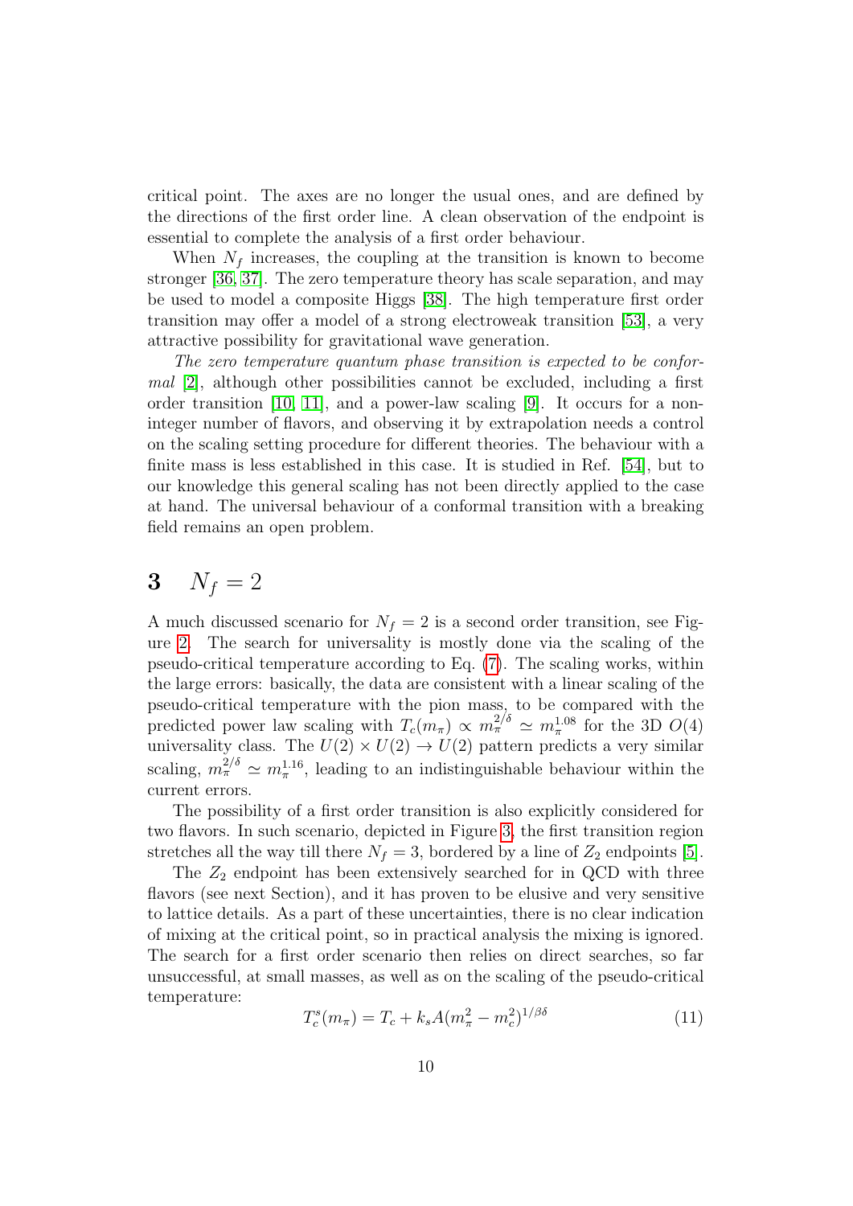critical point. The axes are no longer the usual ones, and are defined by the directions of the first order line. A clean observation of the endpoint is essential to complete the analysis of a first order behaviour.

When $N_f$ increases, the coupling at the transition is known to become stronger [36, 37]. The zero temperature theory has scale separation, and may be used to model a composite Higgs [38]. The high temperature first order transition may offer a model of a strong electroweak transition [53], a very attractive possibility for gravitational wave generation.

*The zero temperature quantum phase transition is expected to be conformal* [2], although other possibilities cannot be excluded, including a first order transition [10, 11], and a power-law scaling [9]. It occurs for a non-integer number of flavors, and observing it by extrapolation needs a control on the scaling setting procedure for different theories. The behaviour with a finite mass is less established in this case. It is studied in Ref. [54], but to our knowledge this general scaling has not been directly applied to the case at hand. The universal behaviour of a conformal transition with a breaking field remains an open problem.

# 3 $N_f = 2$

A much discussed scenario for $N_f = 2$ is a second order transition, see Figure 2. The search for universality is mostly done via the scaling of the pseudo-critical temperature according to Eq. (7). The scaling works, within the large errors: basically, the data are consistent with a linear scaling of the pseudo-critical temperature with the pion mass, to be compared with the predicted power law scaling with $T_c(m_\pi) \propto m_\pi^{2/\delta} \simeq m_\pi^{1.08}$ for the 3D $O(4)$ universality class. The $U(2) \times U(2) \to U(2)$ pattern predicts a very similar scaling, $m_\pi^{2/\delta} \simeq m_\pi^{1.16}$, leading to an indistinguishable behaviour within the current errors.

The possibility of a first order transition is also explicitly considered for two flavors. In such scenario, depicted in Figure 3, the first transition region stretches all the way till there $N_f = 3$, bordered by a line of $Z_2$ endpoints [5].

The $Z_2$ endpoint has been extensively searched for in QCD with three flavors (see next Section), and it has proven to be elusive and very sensitive to lattice details. As a part of these uncertainties, there is no clear indication of mixing at the critical point, so in practical analysis the mixing is ignored. The search for a first order scenario then relies on direct searches, so far unsuccessful, at small masses, as well as on the scaling of the pseudo-critical temperature:

$$T_c^s(m_\pi) = T_c + k_s A (m_\pi^2 - m_c^2)^{1/\beta\delta} \tag{11}$$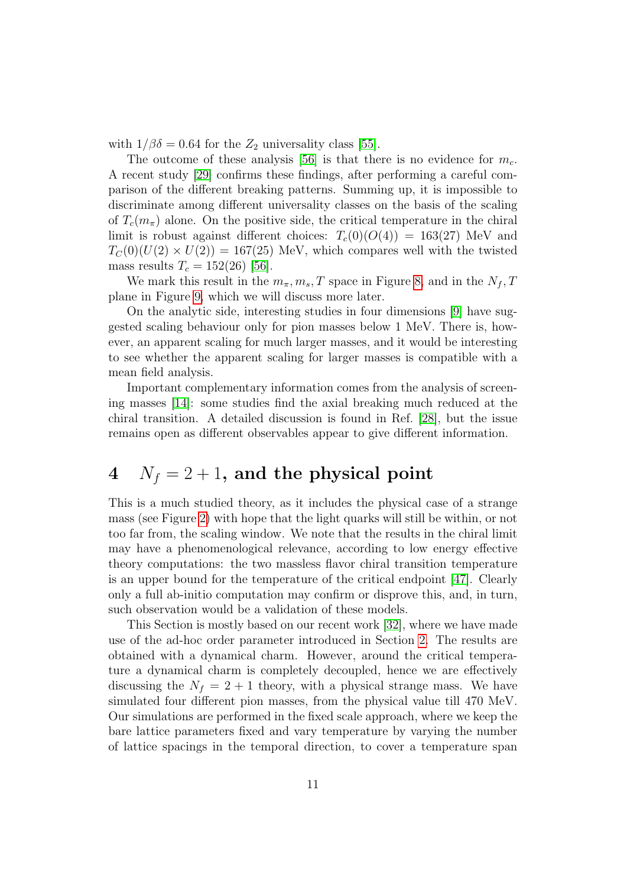with $1/\beta\delta = 0.64$ for the $Z_2$ universality class [55].

The outcome of these analysis [56] is that there is no evidence for $m_c$. A recent study [29] confirms these findings, after performing a careful comparison of the different breaking patterns. Summing up, it is impossible to discriminate among different universality classes on the basis of the scaling of $T_c(m_\pi)$ alone. On the positive side, the critical temperature in the chiral limit is robust against different choices: $T_c(0)(O(4)) = 163(27)$ MeV and $T_C(0)(U(2) \times U(2)) = 167(25)$ MeV, which compares well with the twisted mass results $T_c = 152(26)$ [56].

We mark this result in the $m_\pi, m_s, T$ space in Figure 8, and in the $N_f, T$ plane in Figure 9, which we will discuss more later.

On the analytic side, interesting studies in four dimensions [9] have suggested scaling behaviour only for pion masses below 1 MeV. There is, however, an apparent scaling for much larger masses, and it would be interesting to see whether the apparent scaling for larger masses is compatible with a mean field analysis.

Important complementary information comes from the analysis of screening masses [14]: some studies find the axial breaking much reduced at the chiral transition. A detailed discussion is found in Ref. [28], but the issue remains open as different observables appear to give different information.

# 4 $N_f = 2 + 1$, and the physical point

This is a much studied theory, as it includes the physical case of a strange mass (see Figure 2) with hope that the light quarks will still be within, or not too far from, the scaling window. We note that the results in the chiral limit may have a phenomenological relevance, according to low energy effective theory computations: the two massless flavor chiral transition temperature is an upper bound for the temperature of the critical endpoint [47]. Clearly only a full ab-initio computation may confirm or disprove this, and, in turn, such observation would be a validation of these models.

This Section is mostly based on our recent work [32], where we have made use of the ad-hoc order parameter introduced in Section 2. The results are obtained with a dynamical charm. However, around the critical temperature a dynamical charm is completely decoupled, hence we are effectively discussing the $N_f = 2 + 1$ theory, with a physical strange mass. We have simulated four different pion masses, from the physical value till 470 MeV. Our simulations are performed in the fixed scale approach, where we keep the bare lattice parameters fixed and vary temperature by varying the number of lattice spacings in the temporal direction, to cover a temperature span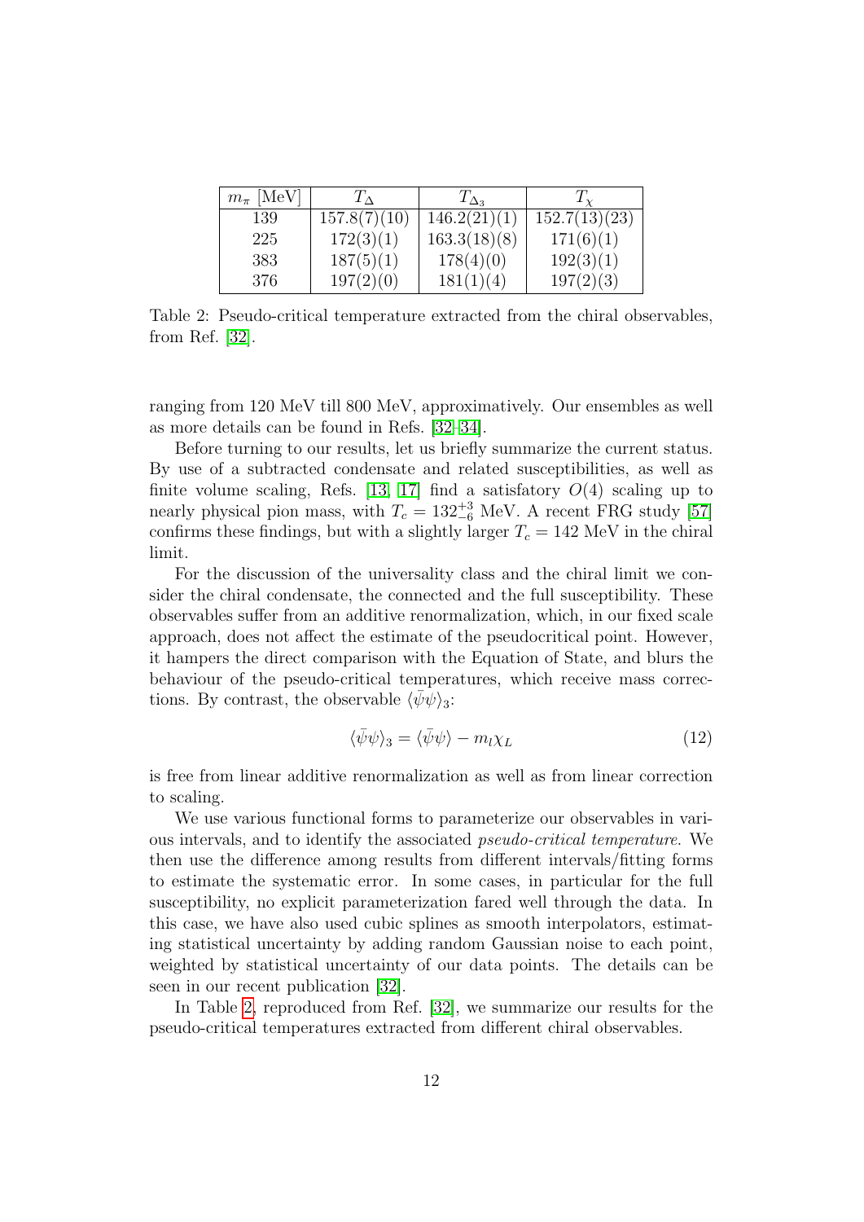| $m_\pi$ [MeV] | $T_\Delta$ | $T_{\Delta_3}$ | $T_\chi$ |
|---|---|---|---|
| 139 | 157.8(7)(10) | 146.2(21)(1) | 152.7(13)(23) |
| 225 | 172(3)(1) | 163.3(18)(8) | 171(6)(1) |
| 383 | 187(5)(1) | 178(4)(0) | 192(3)(1) |
| 376 | 197(2)(0) | 181(1)(4) | 197(2)(3) |

Table 2: Pseudo-critical temperature extracted from the chiral observables, from Ref. [32].

ranging from 120 MeV till 800 MeV, approximatively. Our ensembles as well as more details can be found in Refs. [32–34].

Before turning to our results, let us briefly summarize the current status. By use of a subtracted condensate and related susceptibilities, as well as finite volume scaling, Refs. [13, 17] find a satisfatory $O(4)$ scaling up to nearly physical pion mass, with $T_c = 132^{+3}_{-6}$ MeV. A recent FRG study [57] confirms these findings, but with a slightly larger $T_c = 142$ MeV in the chiral limit.

For the discussion of the universality class and the chiral limit we consider the chiral condensate, the connected and the full susceptibility. These observables suffer from an additive renormalization, which, in our fixed scale approach, does not affect the estimate of the pseudocritical point. However, it hampers the direct comparison with the Equation of State, and blurs the behaviour of the pseudo-critical temperatures, which receive mass corrections. By contrast, the observable $\langle\bar{\psi}\psi\rangle_3$:

$$\langle\bar{\psi}\psi\rangle_3 = \langle\bar{\psi}\psi\rangle - m_l\chi_L \tag{12}$$

is free from linear additive renormalization as well as from linear correction to scaling.

We use various functional forms to parameterize our observables in various intervals, and to identify the associated *pseudo-critical temperature*. We then use the difference among results from different intervals/fitting forms to estimate the systematic error. In some cases, in particular for the full susceptibility, no explicit parameterization fared well through the data. In this case, we have also used cubic splines as smooth interpolators, estimating statistical uncertainty by adding random Gaussian noise to each point, weighted by statistical uncertainty of our data points. The details can be seen in our recent publication [32].

In Table 2, reproduced from Ref. [32], we summarize our results for the pseudo-critical temperatures extracted from different chiral observables.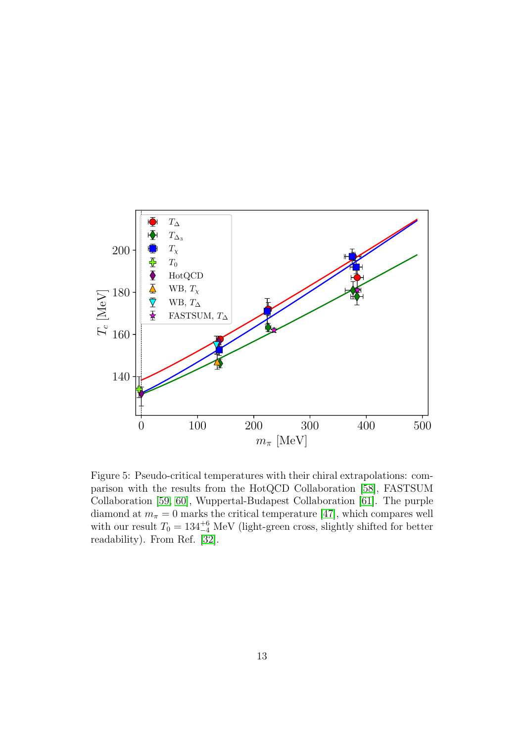Figure 5: Pseudo-critical temperatures with their chiral extrapolations: comparison with the results from the HotQCD Collaboration [58], FASTSUM Collaboration [59, 60], Wuppertal-Budapest Collaboration [61]. The purple diamond at $m_\pi = 0$ marks the critical temperature [47], which compares well with our result $T_0 = 134^{+6}_{-4}$ MeV (light-green cross, slightly shifted for better readability). From Ref. [32].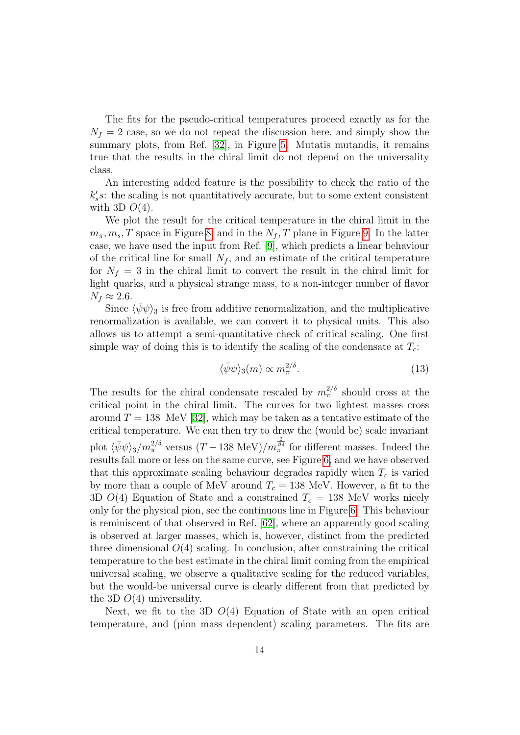The fits for the pseudo-critical temperatures proceed exactly as for the $N_f = 2$ case, so we do not repeat the discussion here, and simply show the summary plots, from Ref. [32], in Figure 5. Mutatis mutandis, it remains true that the results in the chiral limit do not depend on the universality class.

An interesting added feature is the possibility to check the ratio of the $k_s's$: the scaling is not quantitatively accurate, but to some extent consistent with 3D $O(4)$.

We plot the result for the critical temperature in the chiral limit in the $m_\pi, m_s, T$ space in Figure 8, and in the $N_f, T$ plane in Figure 9. In the latter case, we have used the input from Ref. [9], which predicts a linear behaviour of the critical line for small $N_f$, and an estimate of the critical temperature for $N_f = 3$ in the chiral limit to convert the result in the chiral limit for light quarks, and a physical strange mass, to a non-integer number of flavor $N_f \approx 2.6$.

Since $\langle\bar{\psi}\psi\rangle_3$ is free from additive renormalization, and the multiplicative renormalization is available, we can convert it to physical units. This also allows us to attempt a semi-quantitative check of critical scaling. One first simple way of doing this is to identify the scaling of the condensate at $T_c$:

$$\langle\bar{\psi}\psi\rangle_3(m) \propto m_\pi^{2/\delta}. \tag{13}$$

The results for the chiral condensate rescaled by $m_\pi^{2/\delta}$ should cross at the critical point in the chiral limit. The curves for two lightest masses cross around $T = 138$ MeV [32], which may be taken as a tentative estimate of the critical temperature. We can then try to draw the (would be) scale invariant plot $\langle\bar{\psi}\psi\rangle_3/m_\pi^{2/\delta}$ versus $(T - 138\ \text{MeV})/m_\pi^{\frac{2}{\beta\delta}}$ for different masses. Indeed the results fall more or less on the same curve, see Figure 6, and we have observed that this approximate scaling behaviour degrades rapidly when $T_c$ is varied by more than a couple of MeV around $T_c = 138$ MeV. However, a fit to the 3D $O(4)$ Equation of State and a constrained $T_c = 138$ MeV works nicely only for the physical pion, see the continuous line in Figure 6. This behaviour is reminiscent of that observed in Ref. [62], where an apparently good scaling is observed at larger masses, which is, however, distinct from the predicted three dimensional $O(4)$ scaling. In conclusion, after constraining the critical temperature to the best estimate in the chiral limit coming from the empirical universal scaling, we observe a qualitative scaling for the reduced variables, but the would-be universal curve is clearly different from that predicted by the 3D $O(4)$ universality.

Next, we fit to the 3D $O(4)$ Equation of State with an open critical temperature, and (pion mass dependent) scaling parameters. The fits are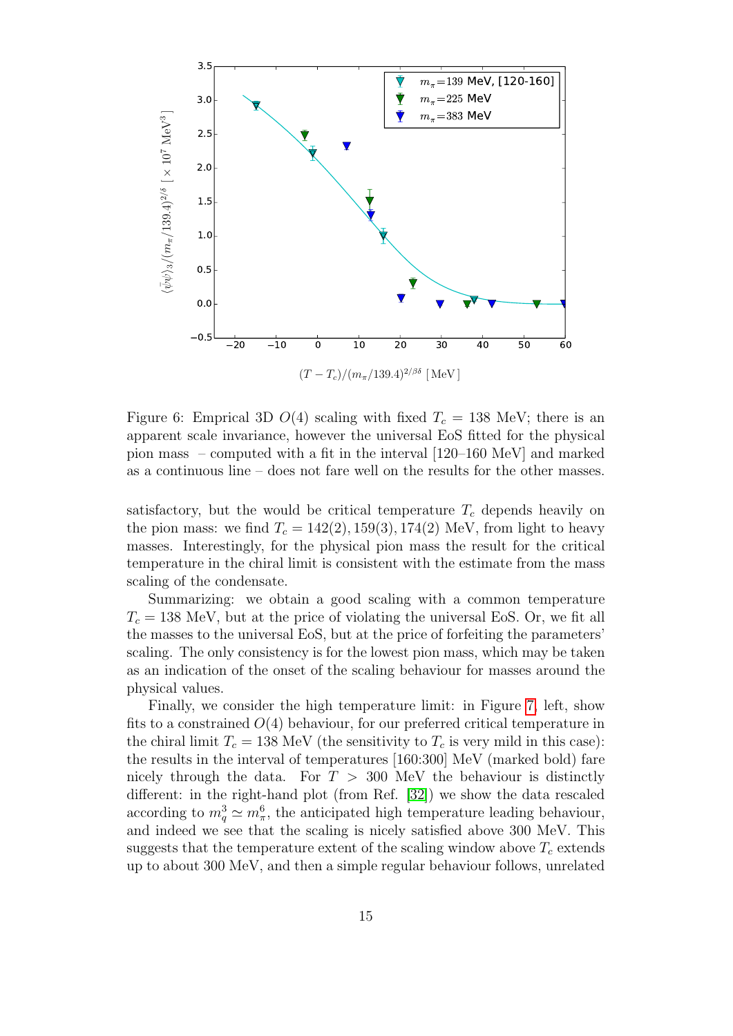Figure 6: Emprical 3D $O(4)$ scaling with fixed $T_c = 138$ MeV; there is an apparent scale invariance, however the universal EoS fitted for the physical pion mass – computed with a fit in the interval [120–160 MeV] and marked as a continuous line – does not fare well on the results for the other masses.

satisfactory, but the would be critical temperature $T_c$ depends heavily on the pion mass: we find $T_c = 142(2), 159(3), 174(2)$ MeV, from light to heavy masses. Interestingly, for the physical pion mass the result for the critical temperature in the chiral limit is consistent with the estimate from the mass scaling of the condensate.

Summarizing: we obtain a good scaling with a common temperature $T_c = 138$ MeV, but at the price of violating the universal EoS. Or, we fit all the masses to the universal EoS, but at the price of forfeiting the parameters' scaling. The only consistency is for the lowest pion mass, which may be taken as an indication of the onset of the scaling behaviour for masses around the physical values.

Finally, we consider the high temperature limit: in Figure 7, left, show fits to a constrained $O(4)$ behaviour, for our preferred critical temperature in the chiral limit $T_c = 138$ MeV (the sensitivity to $T_c$ is very mild in this case): the results in the interval of temperatures [160:300] MeV (marked bold) fare nicely through the data. For $T > 300$ MeV the behaviour is distinctly different: in the right-hand plot (from Ref. [32]) we show the data rescaled according to $m_q^3 \simeq m_\pi^6$, the anticipated high temperature leading behaviour, and indeed we see that the scaling is nicely satisfied above 300 MeV. This suggests that the temperature extent of the scaling window above $T_c$ extends up to about 300 MeV, and then a simple regular behaviour follows, unrelated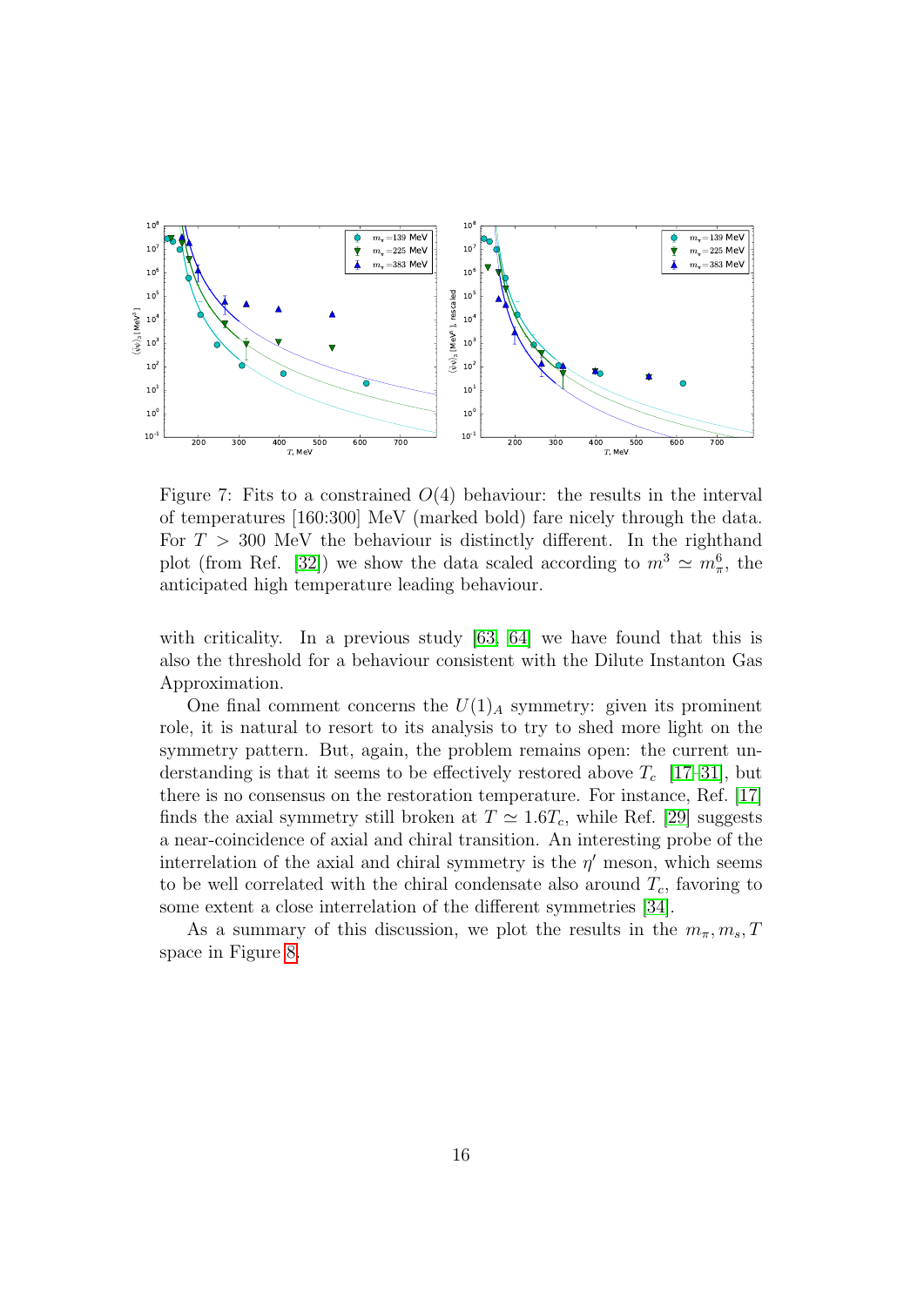Figure 7: Fits to a constrained $O(4)$ behaviour: the results in the interval of temperatures [160:300] MeV (marked bold) fare nicely through the data. For $T > 300$ MeV the behaviour is distinctly different. In the righthand plot (from Ref. [32]) we show the data scaled according to $m^3 \simeq m_\pi^6$, the anticipated high temperature leading behaviour.

with criticality. In a previous study [63, 64] we have found that this is also the threshold for a behaviour consistent with the Dilute Instanton Gas Approximation.

One final comment concerns the $U(1)_A$ symmetry: given its prominent role, it is natural to resort to its analysis to try to shed more light on the symmetry pattern. But, again, the problem remains open: the current understanding is that it seems to be effectively restored above $T_c$ [17–31], but there is no consensus on the restoration temperature. For instance, Ref. [17] finds the axial symmetry still broken at $T \simeq 1.6T_c$, while Ref. [29] suggests a near-coincidence of axial and chiral transition. An interesting probe of the interrelation of the axial and chiral symmetry is the $\eta'$ meson, which seems to be well correlated with the chiral condensate also around $T_c$, favoring to some extent a close interrelation of the different symmetries [34].

As a summary of this discussion, we plot the results in the $m_\pi, m_s, T$ space in Figure 8.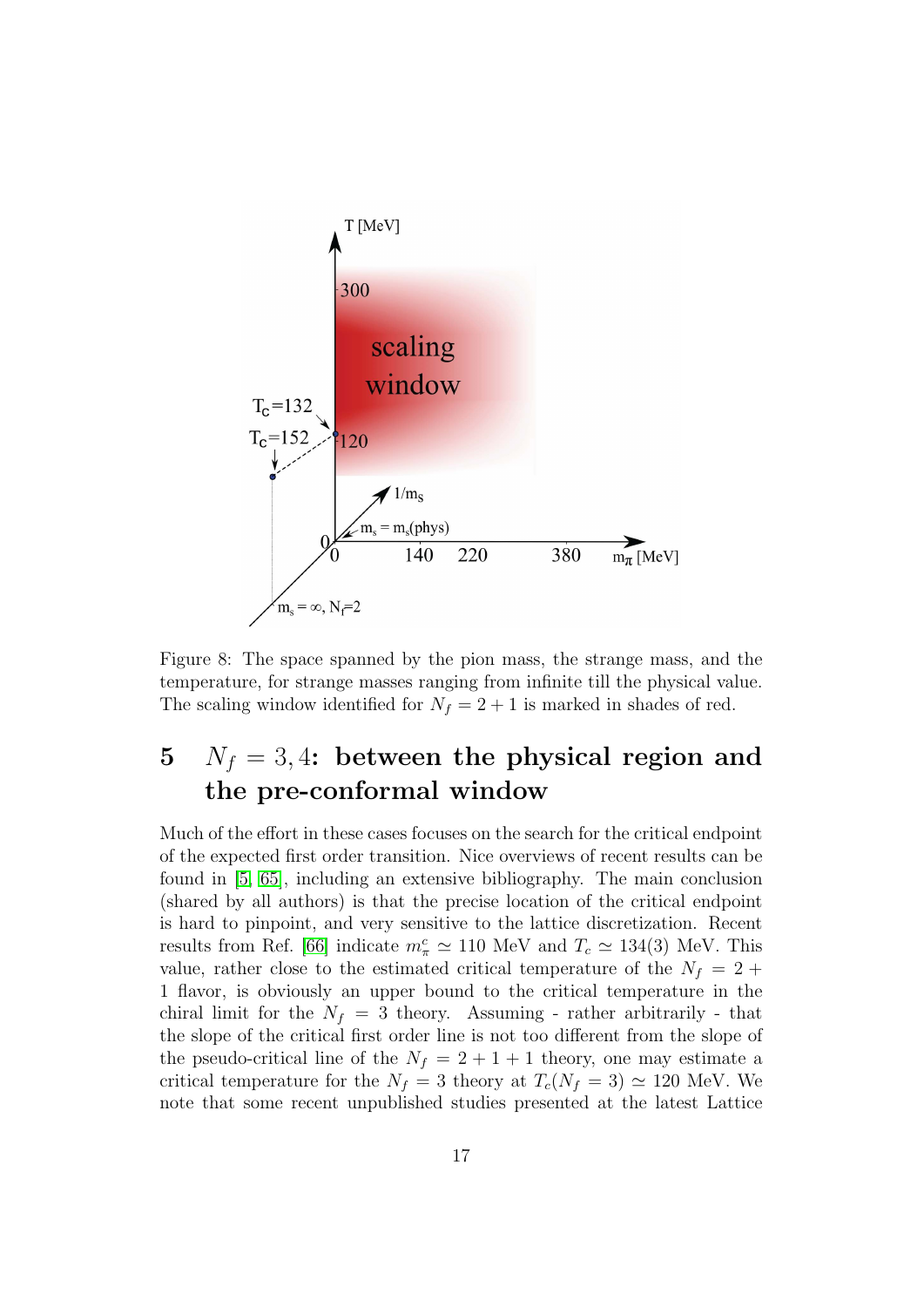Figure 8: The space spanned by the pion mass, the strange mass, and the temperature, for strange masses ranging from infinite till the physical value. The scaling window identified for $N_f = 2 + 1$ is marked in shades of red.

# 5 $N_f = 3, 4$: between the physical region and the pre-conformal window

Much of the effort in these cases focuses on the search for the critical endpoint of the expected first order transition. Nice overviews of recent results can be found in [5, 65], including an extensive bibliography. The main conclusion (shared by all authors) is that the precise location of the critical endpoint is hard to pinpoint, and very sensitive to the lattice discretization. Recent results from Ref. [66] indicate $m_\pi^c \simeq 110$ MeV and $T_c \simeq 134(3)$ MeV. This value, rather close to the estimated critical temperature of the $N_f = 2 + 1$ flavor, is obviously an upper bound to the critical temperature in the chiral limit for the $N_f = 3$ theory. Assuming - rather arbitrarily - that the slope of the critical first order line is not too different from the slope of the pseudo-critical line of the $N_f = 2 + 1 + 1$ theory, one may estimate a critical temperature for the $N_f = 3$ theory at $T_c(N_f = 3) \simeq 120$ MeV. We note that some recent unpublished studies presented at the latest Lattice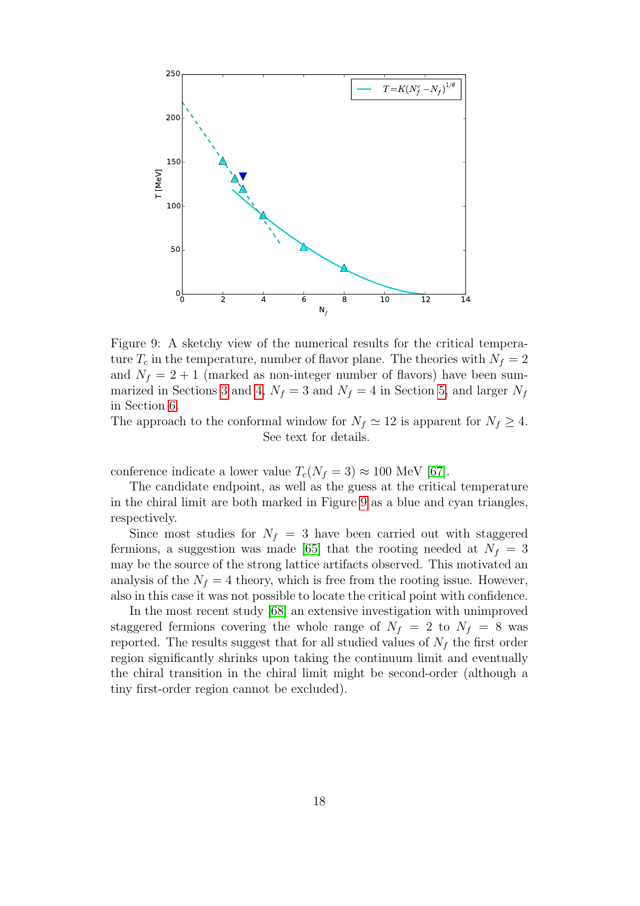Figure 9: A sketchy view of the numerical results for the critical temperature $T_c$ in the temperature, number of flavor plane. The theories with $N_f = 2$ and $N_f = 2 + 1$ (marked as non-integer number of flavors) have been summarized in Sections 3 and 4, $N_f = 3$ and $N_f = 4$ in Section 5, and larger $N_f$ in Section 6.
The approach to the conformal window for $N_f \simeq 12$ is apparent for $N_f \geq 4$. See text for details.

conference indicate a lower value $T_c(N_f = 3) \approx 100$ MeV [67].

The candidate endpoint, as well as the guess at the critical temperature in the chiral limit are both marked in Figure 9 as a blue and cyan triangles, respectively.

Since most studies for $N_f = 3$ have been carried out with staggered fermions, a suggestion was made [65] that the rooting needed at $N_f = 3$ may be the source of the strong lattice artifacts observed. This motivated an analysis of the $N_f = 4$ theory, which is free from the rooting issue. However, also in this case it was not possible to locate the critical point with confidence.

In the most recent study [68] an extensive investigation with unimproved staggered fermions covering the whole range of $N_f = 2$ to $N_f = 8$ was reported. The results suggest that for all studied values of $N_f$ the first order region significantly shrinks upon taking the continuum limit and eventually the chiral transition in the chiral limit might be second-order (although a tiny first-order region cannot be excluded).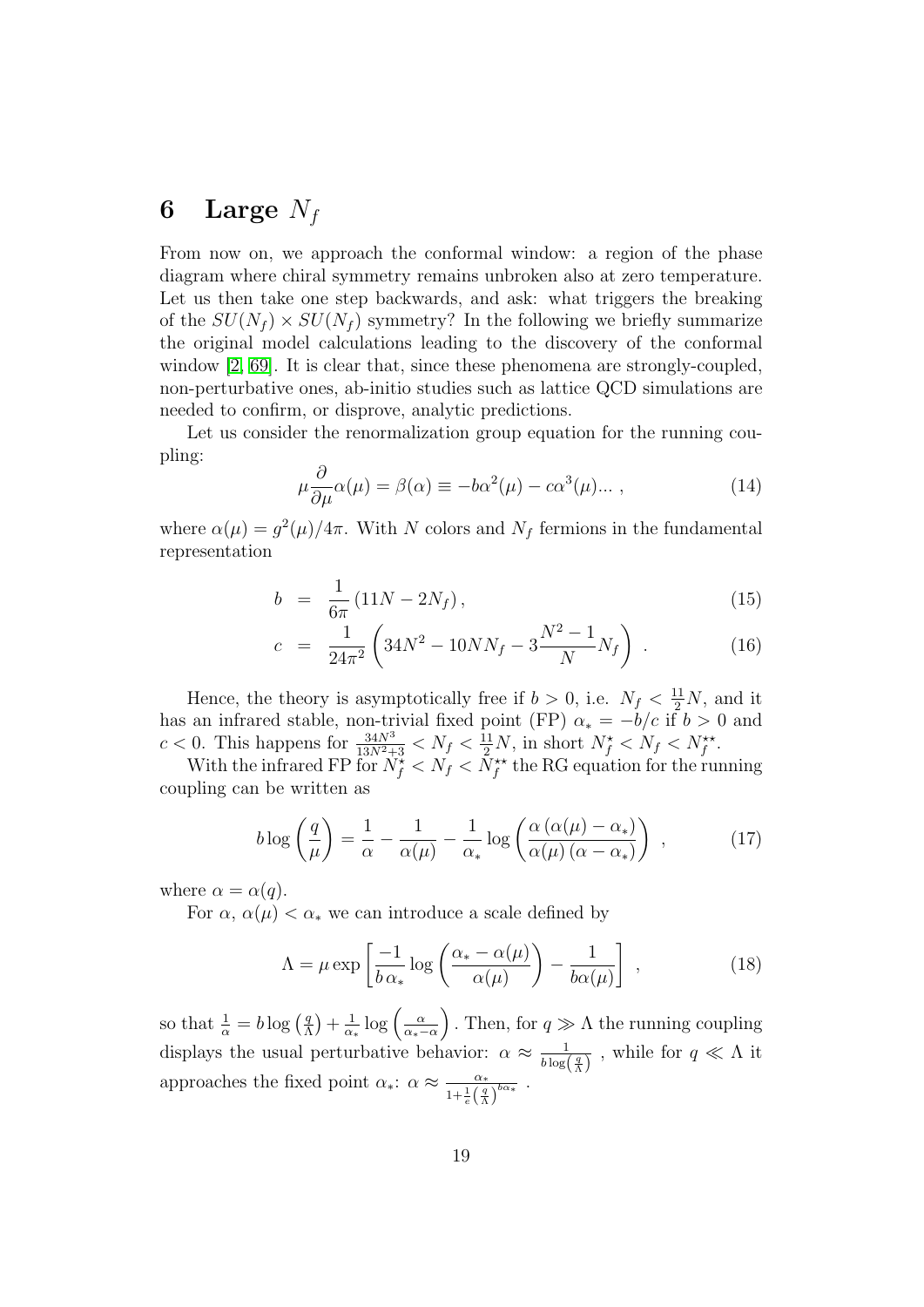# 6 Large $N_f$

From now on, we approach the conformal window: a region of the phase diagram where chiral symmetry remains unbroken also at zero temperature. Let us then take one step backwards, and ask: what triggers the breaking of the $SU(N_f) \times SU(N_f)$ symmetry? In the following we briefly summarize the original model calculations leading to the discovery of the conformal window [2, 69]. It is clear that, since these phenomena are strongly-coupled, non-perturbative ones, ab-initio studies such as lattice QCD simulations are needed to confirm, or disprove, analytic predictions.

Let us consider the renormalization group equation for the running coupling:

$$\mu \frac{\partial}{\partial \mu} \alpha(\mu) = \beta(\alpha) \equiv -b\alpha^2(\mu) - c\alpha^3(\mu) \ldots , \tag{14}$$

where $\alpha(\mu) = g^2(\mu)/4\pi$. With $N$ colors and $N_f$ fermions in the fundamental representation

$$b = \frac{1}{6\pi} \left( 11N - 2N_f \right), \tag{15}$$

$$c = \frac{1}{24\pi^2} \left( 34N^2 - 10NN_f - 3\frac{N^2-1}{N} N_f \right) . \tag{16}$$

Hence, the theory is asymptotically free if $b > 0$, i.e. $N_f < \frac{11}{2}N$, and it has an infrared stable, non-trivial fixed point (FP) $\alpha_* = -b/c$ if $b > 0$ and $c < 0$. This happens for $\frac{34N^3}{13N^2+3} < N_f < \frac{11}{2}N$, in short $N_f^\star < N_f < N_f^{\star\star}$.

With the infrared FP for $N_f^\star < N_f < N_f^{\star\star}$ the RG equation for the running coupling can be written as

$$b \log\left(\frac{q}{\mu}\right) = \frac{1}{\alpha} - \frac{1}{\alpha(\mu)} - \frac{1}{\alpha_*} \log\left( \frac{\alpha \left(\alpha(\mu) - \alpha_*\right)}{\alpha(\mu) \left(\alpha - \alpha_*\right)} \right) \ , \tag{17}$$

where $\alpha = \alpha(q)$.

For $\alpha$, $\alpha(\mu) < \alpha_*$ we can introduce a scale defined by

$$\Lambda = \mu \exp\left[ \frac{-1}{b\,\alpha_*} \log\left( \frac{\alpha_* - \alpha(\mu)}{\alpha(\mu)} \right) - \frac{1}{b\alpha(\mu)} \right] \ , \tag{18}$$

so that $\frac{1}{\alpha} = b\log\left(\frac{q}{\Lambda}\right) + \frac{1}{\alpha_*}\log\left(\frac{\alpha}{\alpha_* - \alpha}\right)$. Then, for $q \gg \Lambda$ the running coupling displays the usual perturbative behavior: $\alpha \approx \frac{1}{b\log\left(\frac{q}{\Lambda}\right)}$ , while for $q \ll \Lambda$ it approaches the fixed point $\alpha_*$: $\alpha \approx \frac{\alpha_*}{1 + \frac{1}{e}\left(\frac{q}{\Lambda}\right)^{b\alpha_*}}$ .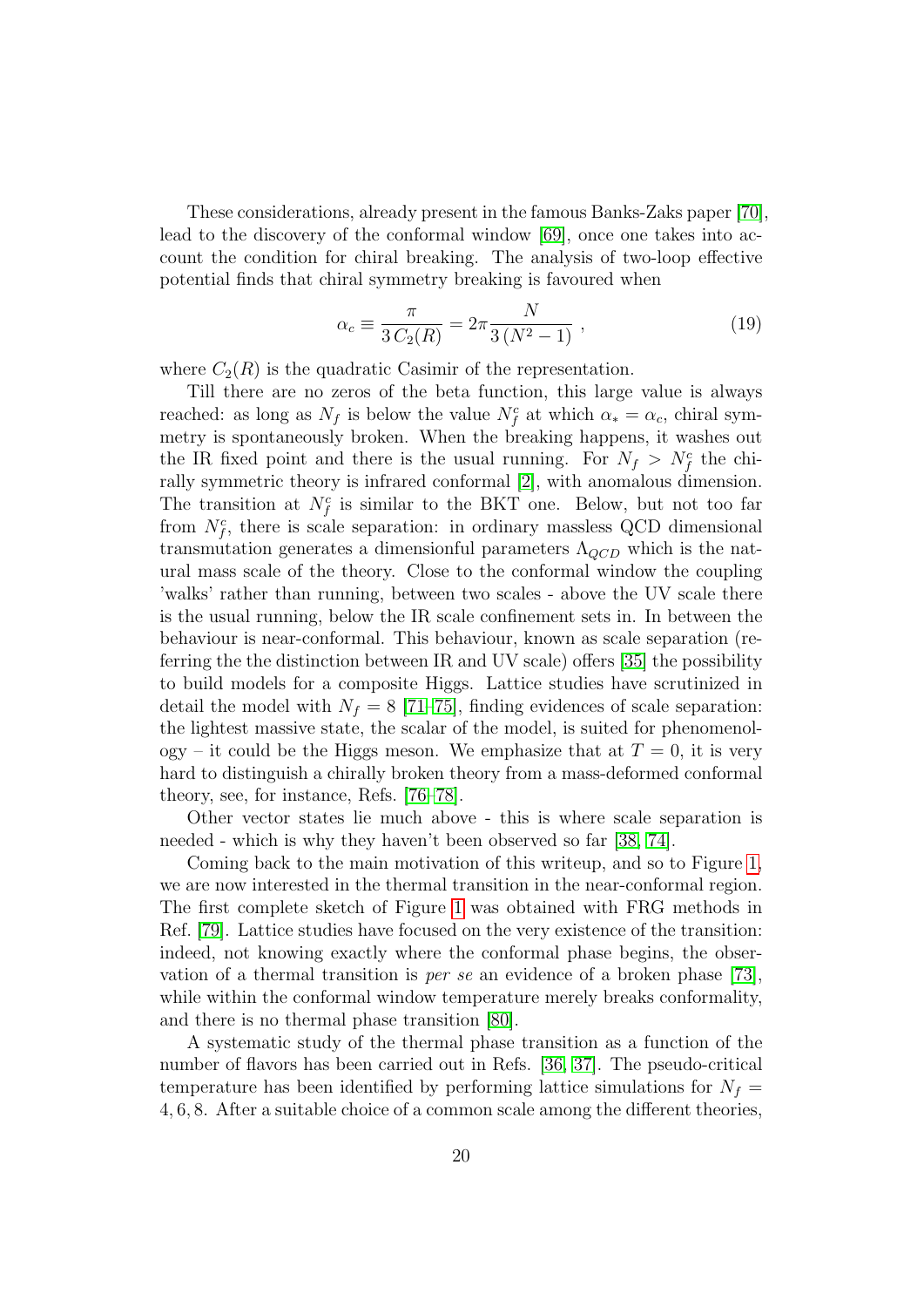These considerations, already present in the famous Banks-Zaks paper [70], lead to the discovery of the conformal window [69], once one takes into account the condition for chiral breaking. The analysis of two-loop effective potential finds that chiral symmetry breaking is favoured when

$$\alpha_c \equiv \frac{\pi}{3\,C_2(R)} = 2\pi \frac{N}{3\,(N^2-1)}\ , \tag{19}$$

where $C_2(R)$ is the quadratic Casimir of the representation.

Till there are no zeros of the beta function, this large value is always reached: as long as $N_f$ is below the value $N_f^c$ at which $\alpha_* = \alpha_c$, chiral symmetry is spontaneously broken. When the breaking happens, it washes out the IR fixed point and there is the usual running. For $N_f > N_f^c$ the chirally symmetric theory is infrared conformal [2], with anomalous dimension. The transition at $N_f^c$ is similar to the BKT one. Below, but not too far from $N_f^c$, there is scale separation: in ordinary massless QCD dimensional transmutation generates a dimensionful parameters $\Lambda_{QCD}$ which is the natural mass scale of the theory. Close to the conformal window the coupling 'walks' rather than running, between two scales - above the UV scale there is the usual running, below the IR scale confinement sets in. In between the behaviour is near-conformal. This behaviour, known as scale separation (referring the the distinction between IR and UV scale) offers [35] the possibility to build models for a composite Higgs. Lattice studies have scrutinized in detail the model with $N_f = 8$ [71–75], finding evidences of scale separation: the lightest massive state, the scalar of the model, is suited for phenomenology – it could be the Higgs meson. We emphasize that at $T = 0$, it is very hard to distinguish a chirally broken theory from a mass-deformed conformal theory, see, for instance, Refs. [76–78].

Other vector states lie much above - this is where scale separation is needed - which is why they haven't been observed so far [38, 74].

Coming back to the main motivation of this writeup, and so to Figure 1, we are now interested in the thermal transition in the near-conformal region. The first complete sketch of Figure 1 was obtained with FRG methods in Ref. [79]. Lattice studies have focused on the very existence of the transition: indeed, not knowing exactly where the conformal phase begins, the observation of a thermal transition is *per se* an evidence of a broken phase [73], while within the conformal window temperature merely breaks conformality, and there is no thermal phase transition [80].

A systematic study of the thermal phase transition as a function of the number of flavors has been carried out in Refs. [36, 37]. The pseudo-critical temperature has been identified by performing lattice simulations for $N_f = 4, 6, 8$. After a suitable choice of a common scale among the different theories,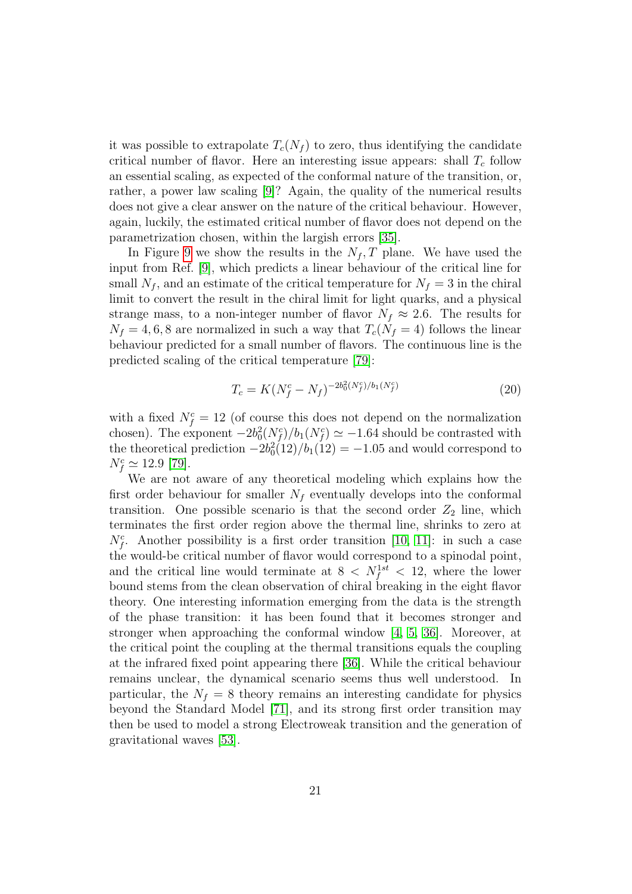it was possible to extrapolate $T_c(N_f)$ to zero, thus identifying the candidate critical number of flavor. Here an interesting issue appears: shall $T_c$ follow an essential scaling, as expected of the conformal nature of the transition, or, rather, a power law scaling [9]? Again, the quality of the numerical results does not give a clear answer on the nature of the critical behaviour. However, again, luckily, the estimated critical number of flavor does not depend on the parametrization chosen, within the largish errors [35].

In Figure 9 we show the results in the $N_f, T$ plane. We have used the input from Ref. [9], which predicts a linear behaviour of the critical line for small $N_f$, and an estimate of the critical temperature for $N_f = 3$ in the chiral limit to convert the result in the chiral limit for light quarks, and a physical strange mass, to a non-integer number of flavor $N_f \approx 2.6$. The results for $N_f = 4, 6, 8$ are normalized in such a way that $T_c(N_f = 4)$ follows the linear behaviour predicted for a small number of flavors. The continuous line is the predicted scaling of the critical temperature [79]:

$$T_c = K(N_f^c - N_f)^{-2b_0^2(N_f^c)/b_1(N_f^c)} \tag{20}$$

with a fixed $N_f^c = 12$ (of course this does not depend on the normalization chosen). The exponent $-2b_0^2(N_f^c)/b_1(N_f^c) \simeq -1.64$ should be contrasted with the theoretical prediction $-2b_0^2(12)/b_1(12) = -1.05$ and would correspond to $N_f^c \simeq 12.9$ [79].

We are not aware of any theoretical modeling which explains how the first order behaviour for smaller $N_f$ eventually develops into the conformal transition. One possible scenario is that the second order $Z_2$ line, which terminates the first order region above the thermal line, shrinks to zero at $N_f^c$. Another possibility is a first order transition [10, 11]: in such a case the would-be critical number of flavor would correspond to a spinodal point, and the critical line would terminate at $8 < N_f^{1st} < 12$, where the lower bound stems from the clean observation of chiral breaking in the eight flavor theory. One interesting information emerging from the data is the strength of the phase transition: it has been found that it becomes stronger and stronger when approaching the conformal window [4, 5, 36]. Moreover, at the critical point the coupling at the thermal transitions equals the coupling at the infrared fixed point appearing there [36]. While the critical behaviour remains unclear, the dynamical scenario seems thus well understood. In particular, the $N_f = 8$ theory remains an interesting candidate for physics beyond the Standard Model [71], and its strong first order transition may then be used to model a strong Electroweak transition and the generation of gravitational waves [53].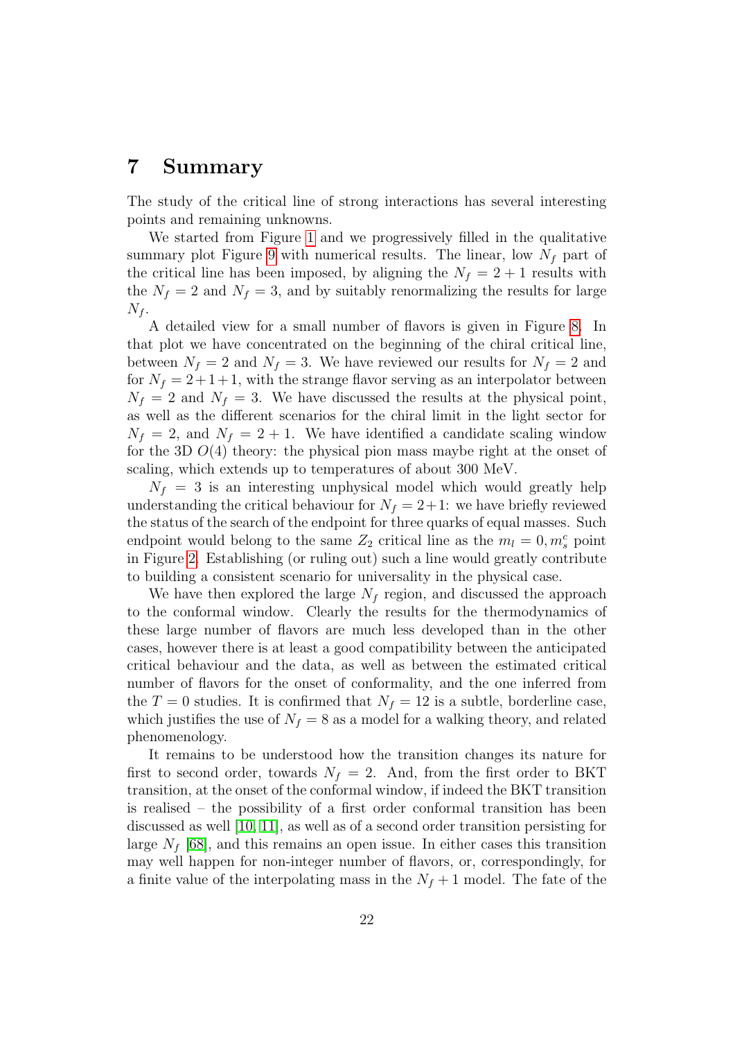# 7 Summary

The study of the critical line of strong interactions has several interesting points and remaining unknowns.

We started from Figure 1 and we progressively filled in the qualitative summary plot Figure 9 with numerical results. The linear, low $N_f$ part of the critical line has been imposed, by aligning the $N_f = 2+1$ results with the $N_f = 2$ and $N_f = 3$, and by suitably renormalizing the results for large $N_f$.

A detailed view for a small number of flavors is given in Figure 8. In that plot we have concentrated on the beginning of the chiral critical line, between $N_f = 2$ and $N_f = 3$. We have reviewed our results for $N_f = 2$ and for $N_f = 2+1+1$, with the strange flavor serving as an interpolator between $N_f = 2$ and $N_f = 3$. We have discussed the results at the physical point, as well as the different scenarios for the chiral limit in the light sector for $N_f = 2$, and $N_f = 2+1$. We have identified a candidate scaling window for the 3D $O(4)$ theory: the physical pion mass maybe right at the onset of scaling, which extends up to temperatures of about 300 MeV.

$N_f = 3$ is an interesting unphysical model which would greatly help understanding the critical behaviour for $N_f = 2+1$: we have briefly reviewed the status of the search of the endpoint for three quarks of equal masses. Such endpoint would belong to the same $Z_2$ critical line as the $m_l = 0, m_s^c$ point in Figure 2. Establishing (or ruling out) such a line would greatly contribute to building a consistent scenario for universality in the physical case.

We have then explored the large $N_f$ region, and discussed the approach to the conformal window. Clearly the results for the thermodynamics of these large number of flavors are much less developed than in the other cases, however there is at least a good compatibility between the anticipated critical behaviour and the data, as well as between the estimated critical number of flavors for the onset of conformality, and the one inferred from the $T = 0$ studies. It is confirmed that $N_f = 12$ is a subtle, borderline case, which justifies the use of $N_f = 8$ as a model for a walking theory, and related phenomenology.

It remains to be understood how the transition changes its nature for first to second order, towards $N_f = 2$. And, from the first order to BKT transition, at the onset of the conformal window, if indeed the BKT transition is realised – the possibility of a first order conformal transition has been discussed as well [10, 11], as well as of a second order transition persisting for large $N_f$ [68], and this remains an open issue. In either cases this transition may well happen for non-integer number of flavors, or, correspondingly, for a finite value of the interpolating mass in the $N_f + 1$ model. The fate of the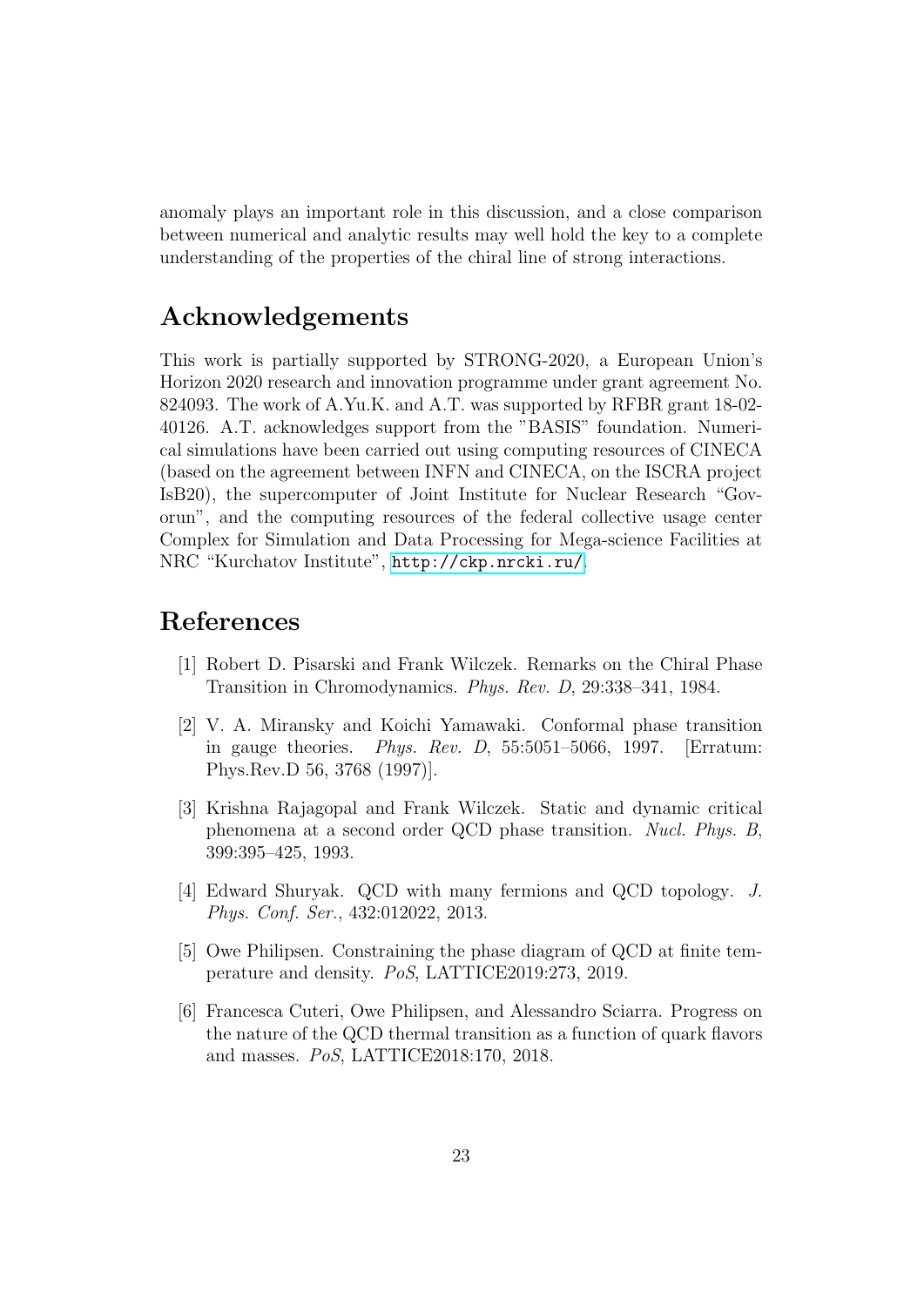anomaly plays an important role in this discussion, and a close comparison between numerical and analytic results may well hold the key to a complete understanding of the properties of the chiral line of strong interactions.

## Acknowledgements

This work is partially supported by STRONG-2020, a European Union's Horizon 2020 research and innovation programme under grant agreement No. 824093. The work of A.Yu.K. and A.T. was supported by RFBR grant 18-02-40126. A.T. acknowledges support from the "BASIS" foundation. Numerical simulations have been carried out using computing resources of CINECA (based on the agreement between INFN and CINECA, on the ISCRA project IsB20), the supercomputer of Joint Institute for Nuclear Research "Govorun", and the computing resources of the federal collective usage center Complex for Simulation and Data Processing for Mega-science Facilities at NRC "Kurchatov Institute", http://ckp.nrcki.ru/.

## References

[1] Robert D. Pisarski and Frank Wilczek. Remarks on the Chiral Phase Transition in Chromodynamics. *Phys. Rev. D*, 29:338–341, 1984.

[2] V. A. Miransky and Koichi Yamawaki. Conformal phase transition in gauge theories. *Phys. Rev. D*, 55:5051–5066, 1997. [Erratum: Phys.Rev.D 56, 3768 (1997)].

[3] Krishna Rajagopal and Frank Wilczek. Static and dynamic critical phenomena at a second order QCD phase transition. *Nucl. Phys. B*, 399:395–425, 1993.

[4] Edward Shuryak. QCD with many fermions and QCD topology. *J. Phys. Conf. Ser.*, 432:012022, 2013.

[5] Owe Philipsen. Constraining the phase diagram of QCD at finite temperature and density. *PoS*, LATTICE2019:273, 2019.

[6] Francesca Cuteri, Owe Philipsen, and Alessandro Sciarra. Progress on the nature of the QCD thermal transition as a function of quark flavors and masses. *PoS*, LATTICE2018:170, 2018.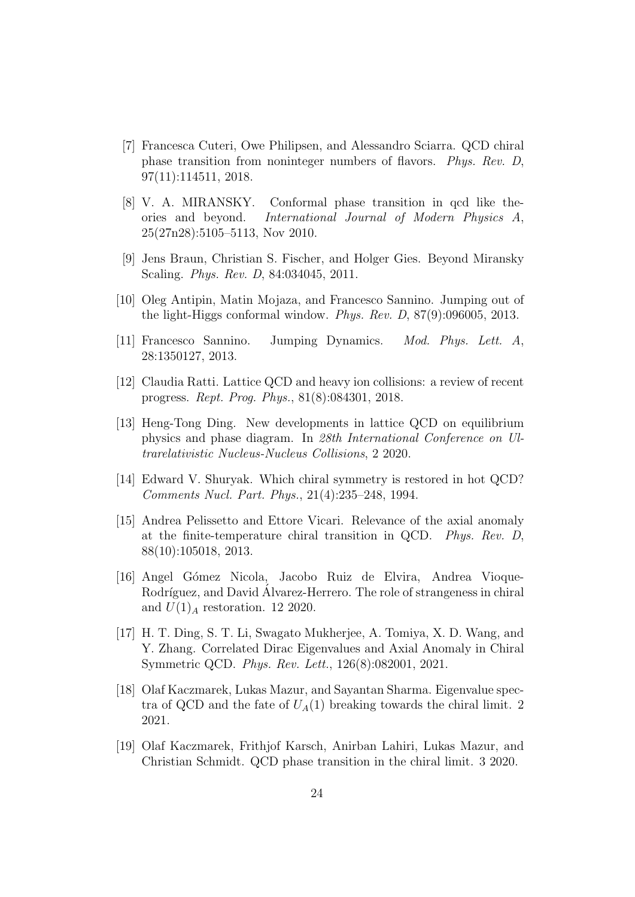[7] Francesca Cuteri, Owe Philipsen, and Alessandro Sciarra. QCD chiral phase transition from noninteger numbers of flavors. *Phys. Rev. D*, 97(11):114511, 2018.

[8] V. A. MIRANSKY. Conformal phase transition in qcd like theories and beyond. *International Journal of Modern Physics A*, 25(27n28):5105–5113, Nov 2010.

[9] Jens Braun, Christian S. Fischer, and Holger Gies. Beyond Miransky Scaling. *Phys. Rev. D*, 84:034045, 2011.

[10] Oleg Antipin, Matin Mojaza, and Francesco Sannino. Jumping out of the light-Higgs conformal window. *Phys. Rev. D*, 87(9):096005, 2013.

[11] Francesco Sannino. Jumping Dynamics. *Mod. Phys. Lett. A*, 28:1350127, 2013.

[12] Claudia Ratti. Lattice QCD and heavy ion collisions: a review of recent progress. *Rept. Prog. Phys.*, 81(8):084301, 2018.

[13] Heng-Tong Ding. New developments in lattice QCD on equilibrium physics and phase diagram. In *28th International Conference on Ultrarelativistic Nucleus-Nucleus Collisions*, 2 2020.

[14] Edward V. Shuryak. Which chiral symmetry is restored in hot QCD? *Comments Nucl. Part. Phys.*, 21(4):235–248, 1994.

[15] Andrea Pelissetto and Ettore Vicari. Relevance of the axial anomaly at the finite-temperature chiral transition in QCD. *Phys. Rev. D*, 88(10):105018, 2013.

[16] Angel Gómez Nicola, Jacobo Ruiz de Elvira, Andrea Vioque-Rodríguez, and David Álvarez-Herrero. The role of strangeness in chiral and $U(1)_A$ restoration. 12 2020.

[17] H. T. Ding, S. T. Li, Swagato Mukherjee, A. Tomiya, X. D. Wang, and Y. Zhang. Correlated Dirac Eigenvalues and Axial Anomaly in Chiral Symmetric QCD. *Phys. Rev. Lett.*, 126(8):082001, 2021.

[18] Olaf Kaczmarek, Lukas Mazur, and Sayantan Sharma. Eigenvalue spectra of QCD and the fate of $U_A(1)$ breaking towards the chiral limit. 2 2021.

[19] Olaf Kaczmarek, Frithjof Karsch, Anirban Lahiri, Lukas Mazur, and Christian Schmidt. QCD phase transition in the chiral limit. 3 2020.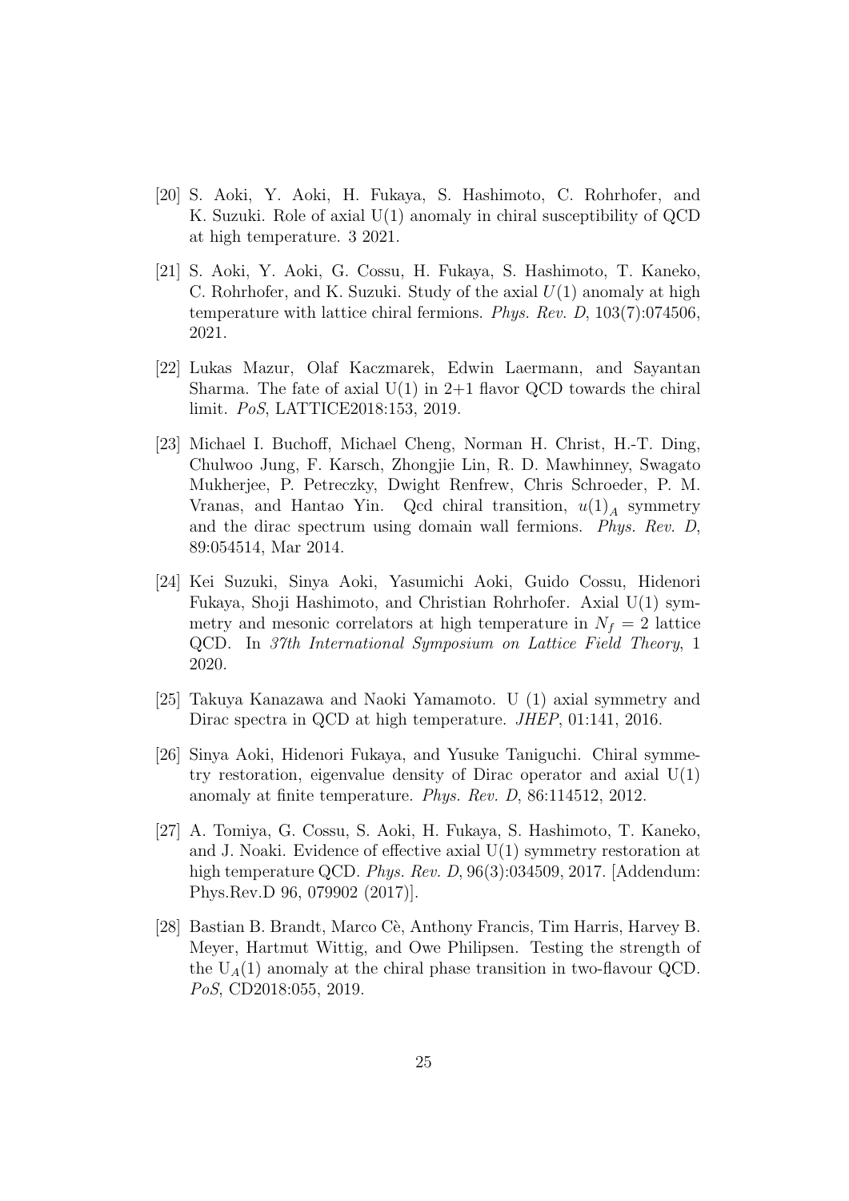[20] S. Aoki, Y. Aoki, H. Fukaya, S. Hashimoto, C. Rohrhofer, and K. Suzuki. Role of axial U(1) anomaly in chiral susceptibility of QCD at high temperature. 3 2021.

[21] S. Aoki, Y. Aoki, G. Cossu, H. Fukaya, S. Hashimoto, T. Kaneko, C. Rohrhofer, and K. Suzuki. Study of the axial $U(1)$ anomaly at high temperature with lattice chiral fermions. *Phys. Rev. D*, 103(7):074506, 2021.

[22] Lukas Mazur, Olaf Kaczmarek, Edwin Laermann, and Sayantan Sharma. The fate of axial U(1) in 2+1 flavor QCD towards the chiral limit. *PoS*, LATTICE2018:153, 2019.

[23] Michael I. Buchoff, Michael Cheng, Norman H. Christ, H.-T. Ding, Chulwoo Jung, F. Karsch, Zhongjie Lin, R. D. Mawhinney, Swagato Mukherjee, P. Petreczky, Dwight Renfrew, Chris Schroeder, P. M. Vranas, and Hantao Yin. Qcd chiral transition, $u(1)_A$ symmetry and the dirac spectrum using domain wall fermions. *Phys. Rev. D*, 89:054514, Mar 2014.

[24] Kei Suzuki, Sinya Aoki, Yasumichi Aoki, Guido Cossu, Hidenori Fukaya, Shoji Hashimoto, and Christian Rohrhofer. Axial U(1) symmetry and mesonic correlators at high temperature in $N_f = 2$ lattice QCD. In *37th International Symposium on Lattice Field Theory*, 1 2020.

[25] Takuya Kanazawa and Naoki Yamamoto. U (1) axial symmetry and Dirac spectra in QCD at high temperature. *JHEP*, 01:141, 2016.

[26] Sinya Aoki, Hidenori Fukaya, and Yusuke Taniguchi. Chiral symmetry restoration, eigenvalue density of Dirac operator and axial U(1) anomaly at finite temperature. *Phys. Rev. D*, 86:114512, 2012.

[27] A. Tomiya, G. Cossu, S. Aoki, H. Fukaya, S. Hashimoto, T. Kaneko, and J. Noaki. Evidence of effective axial U(1) symmetry restoration at high temperature QCD. *Phys. Rev. D*, 96(3):034509, 2017. [Addendum: Phys.Rev.D 96, 079902 (2017)].

[28] Bastian B. Brandt, Marco Cè, Anthony Francis, Tim Harris, Harvey B. Meyer, Hartmut Wittig, and Owe Philipsen. Testing the strength of the $U_A(1)$ anomaly at the chiral phase transition in two-flavour QCD. *PoS*, CD2018:055, 2019.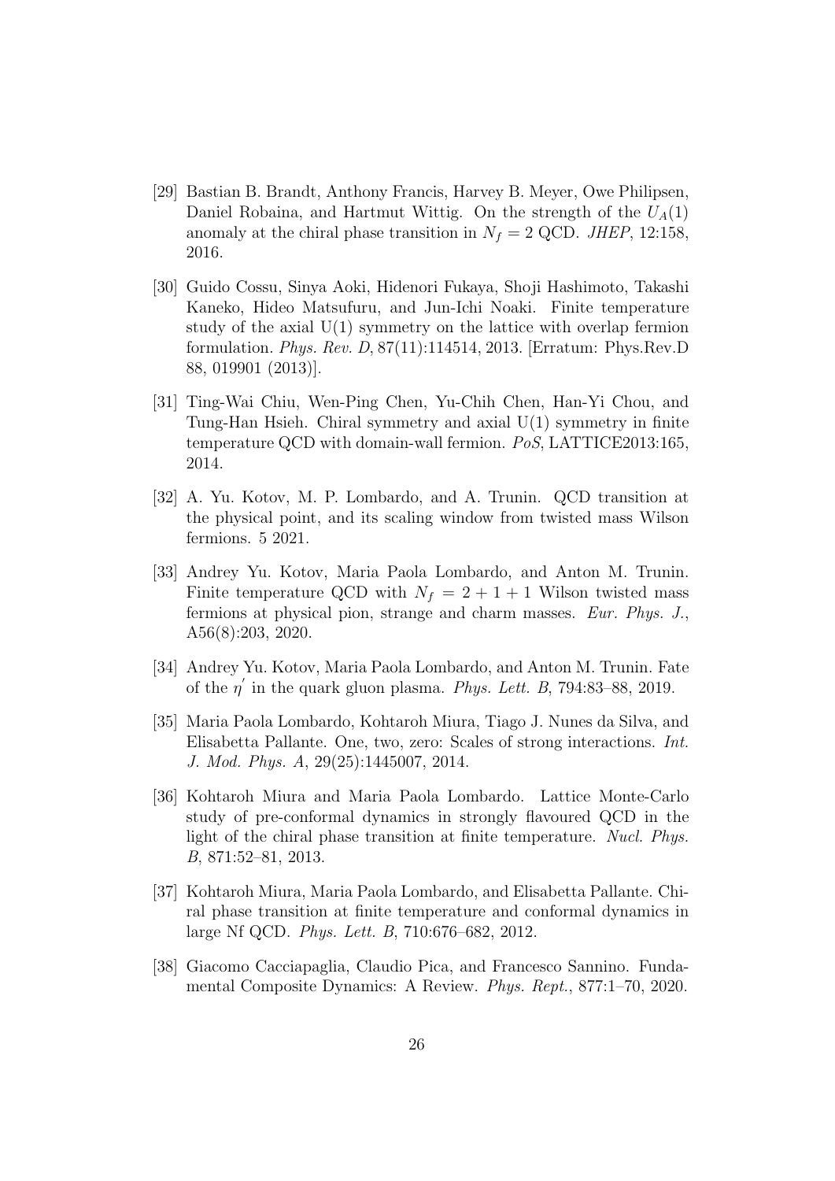[29] Bastian B. Brandt, Anthony Francis, Harvey B. Meyer, Owe Philipsen, Daniel Robaina, and Hartmut Wittig. On the strength of the $U_A(1)$ anomaly at the chiral phase transition in $N_f = 2$ QCD. *JHEP*, 12:158, 2016.

[30] Guido Cossu, Sinya Aoki, Hidenori Fukaya, Shoji Hashimoto, Takashi Kaneko, Hideo Matsufuru, and Jun-Ichi Noaki. Finite temperature study of the axial U(1) symmetry on the lattice with overlap fermion formulation. *Phys. Rev. D*, 87(11):114514, 2013. [Erratum: Phys.Rev.D 88, 019901 (2013)].

[31] Ting-Wai Chiu, Wen-Ping Chen, Yu-Chih Chen, Han-Yi Chou, and Tung-Han Hsieh. Chiral symmetry and axial U(1) symmetry in finite temperature QCD with domain-wall fermion. *PoS*, LATTICE2013:165, 2014.

[32] A. Yu. Kotov, M. P. Lombardo, and A. Trunin. QCD transition at the physical point, and its scaling window from twisted mass Wilson fermions. 5 2021.

[33] Andrey Yu. Kotov, Maria Paola Lombardo, and Anton M. Trunin. Finite temperature QCD with $N_f = 2 + 1 + 1$ Wilson twisted mass fermions at physical pion, strange and charm masses. *Eur. Phys. J.*, A56(8):203, 2020.

[34] Andrey Yu. Kotov, Maria Paola Lombardo, and Anton M. Trunin. Fate of the $\eta^{'}$ in the quark gluon plasma. *Phys. Lett. B*, 794:83–88, 2019.

[35] Maria Paola Lombardo, Kohtaroh Miura, Tiago J. Nunes da Silva, and Elisabetta Pallante. One, two, zero: Scales of strong interactions. *Int. J. Mod. Phys. A*, 29(25):1445007, 2014.

[36] Kohtaroh Miura and Maria Paola Lombardo. Lattice Monte-Carlo study of pre-conformal dynamics in strongly flavoured QCD in the light of the chiral phase transition at finite temperature. *Nucl. Phys. B*, 871:52–81, 2013.

[37] Kohtaroh Miura, Maria Paola Lombardo, and Elisabetta Pallante. Chiral phase transition at finite temperature and conformal dynamics in large Nf QCD. *Phys. Lett. B*, 710:676–682, 2012.

[38] Giacomo Cacciapaglia, Claudio Pica, and Francesco Sannino. Fundamental Composite Dynamics: A Review. *Phys. Rept.*, 877:1–70, 2020.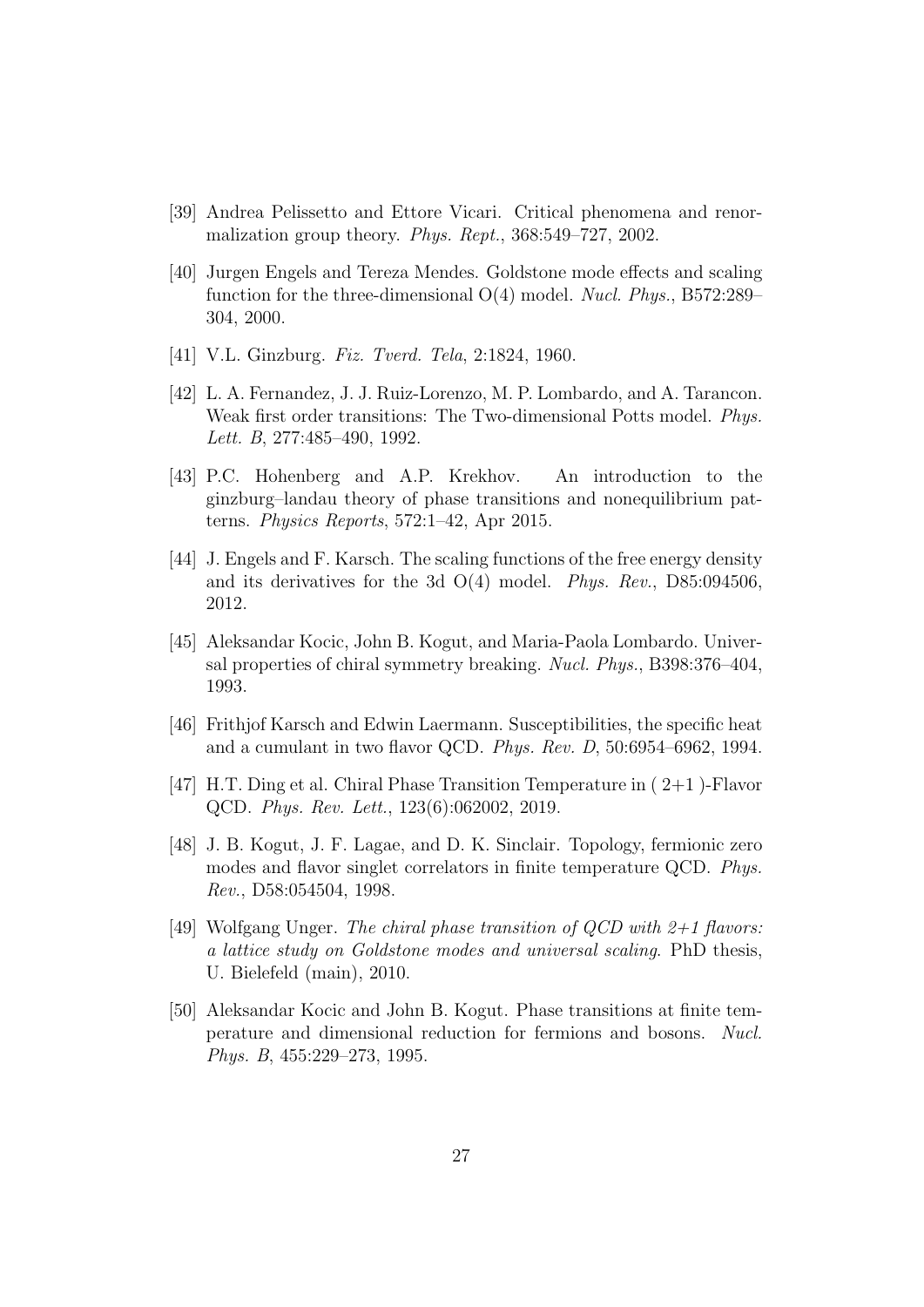[39] Andrea Pelissetto and Ettore Vicari. Critical phenomena and renormalization group theory. *Phys. Rept.*, 368:549–727, 2002.

[40] Jurgen Engels and Tereza Mendes. Goldstone mode effects and scaling function for the three-dimensional O(4) model. *Nucl. Phys.*, B572:289–304, 2000.

[41] V.L. Ginzburg. *Fiz. Tverd. Tela*, 2:1824, 1960.

[42] L. A. Fernandez, J. J. Ruiz-Lorenzo, M. P. Lombardo, and A. Tarancon. Weak first order transitions: The Two-dimensional Potts model. *Phys. Lett. B*, 277:485–490, 1992.

[43] P.C. Hohenberg and A.P. Krekhov. An introduction to the ginzburg–landau theory of phase transitions and nonequilibrium patterns. *Physics Reports*, 572:1–42, Apr 2015.

[44] J. Engels and F. Karsch. The scaling functions of the free energy density and its derivatives for the 3d O(4) model. *Phys. Rev.*, D85:094506, 2012.

[45] Aleksandar Kocic, John B. Kogut, and Maria-Paola Lombardo. Universal properties of chiral symmetry breaking. *Nucl. Phys.*, B398:376–404, 1993.

[46] Frithjof Karsch and Edwin Laermann. Susceptibilities, the specific heat and a cumulant in two flavor QCD. *Phys. Rev. D*, 50:6954–6962, 1994.

[47] H.T. Ding et al. Chiral Phase Transition Temperature in ( 2+1 )-Flavor QCD. *Phys. Rev. Lett.*, 123(6):062002, 2019.

[48] J. B. Kogut, J. F. Lagae, and D. K. Sinclair. Topology, fermionic zero modes and flavor singlet correlators in finite temperature QCD. *Phys. Rev.*, D58:054504, 1998.

[49] Wolfgang Unger. *The chiral phase transition of QCD with 2+1 flavors: a lattice study on Goldstone modes and universal scaling*. PhD thesis, U. Bielefeld (main), 2010.

[50] Aleksandar Kocic and John B. Kogut. Phase transitions at finite temperature and dimensional reduction for fermions and bosons. *Nucl. Phys. B*, 455:229–273, 1995.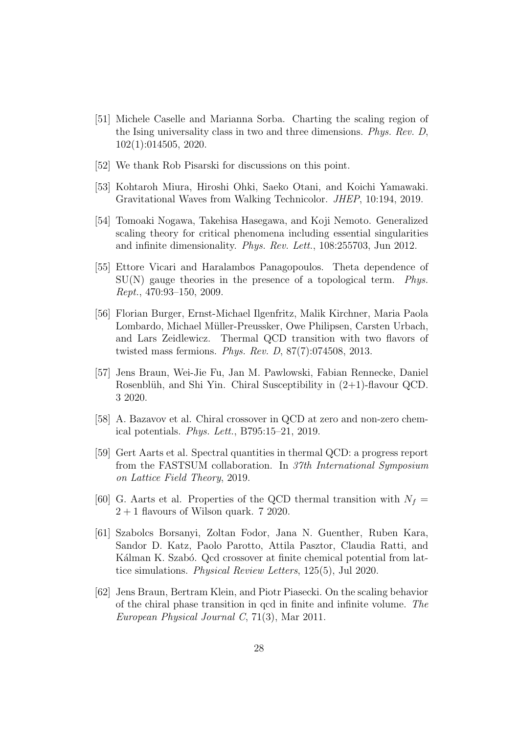[51] Michele Caselle and Marianna Sorba. Charting the scaling region of the Ising universality class in two and three dimensions. *Phys. Rev. D*, 102(1):014505, 2020.

[52] We thank Rob Pisarski for discussions on this point.

[53] Kohtaroh Miura, Hiroshi Ohki, Saeko Otani, and Koichi Yamawaki. Gravitational Waves from Walking Technicolor. *JHEP*, 10:194, 2019.

[54] Tomoaki Nogawa, Takehisa Hasegawa, and Koji Nemoto. Generalized scaling theory for critical phenomena including essential singularities and infinite dimensionality. *Phys. Rev. Lett.*, 108:255703, Jun 2012.

[55] Ettore Vicari and Haralambos Panagopoulos. Theta dependence of SU(N) gauge theories in the presence of a topological term. *Phys. Rept.*, 470:93–150, 2009.

[56] Florian Burger, Ernst-Michael Ilgenfritz, Malik Kirchner, Maria Paola Lombardo, Michael Müller-Preussker, Owe Philipsen, Carsten Urbach, and Lars Zeidlewicz. Thermal QCD transition with two flavors of twisted mass fermions. *Phys. Rev. D*, 87(7):074508, 2013.

[57] Jens Braun, Wei-Jie Fu, Jan M. Pawlowski, Fabian Rennecke, Daniel Rosenblüh, and Shi Yin. Chiral Susceptibility in (2+1)-flavour QCD. 3 2020.

[58] A. Bazavov et al. Chiral crossover in QCD at zero and non-zero chemical potentials. *Phys. Lett.*, B795:15–21, 2019.

[59] Gert Aarts et al. Spectral quantities in thermal QCD: a progress report from the FASTSUM collaboration. In *37th International Symposium on Lattice Field Theory*, 2019.

[60] G. Aarts et al. Properties of the QCD thermal transition with $N_f = 2+1$ flavours of Wilson quark. 7 2020.

[61] Szabolcs Borsanyi, Zoltan Fodor, Jana N. Guenther, Ruben Kara, Sandor D. Katz, Paolo Parotto, Attila Pasztor, Claudia Ratti, and Kálman K. Szabó. Qcd crossover at finite chemical potential from lattice simulations. *Physical Review Letters*, 125(5), Jul 2020.

[62] Jens Braun, Bertram Klein, and Piotr Piasecki. On the scaling behavior of the chiral phase transition in qcd in finite and infinite volume. *The European Physical Journal C*, 71(3), Mar 2011.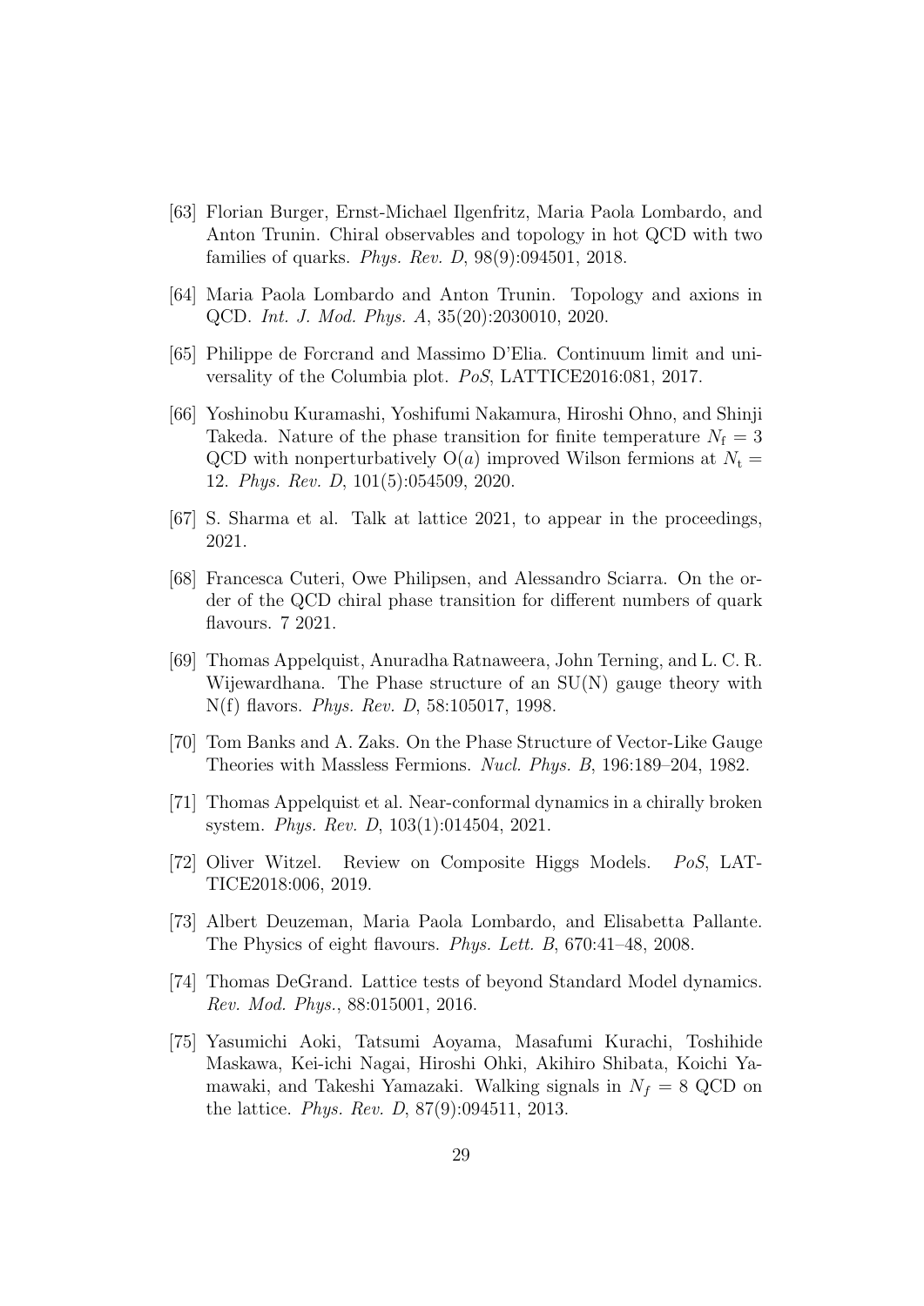[63] Florian Burger, Ernst-Michael Ilgenfritz, Maria Paola Lombardo, and Anton Trunin. Chiral observables and topology in hot QCD with two families of quarks. *Phys. Rev. D*, 98(9):094501, 2018.

[64] Maria Paola Lombardo and Anton Trunin. Topology and axions in QCD. *Int. J. Mod. Phys. A*, 35(20):2030010, 2020.

[65] Philippe de Forcrand and Massimo D'Elia. Continuum limit and universality of the Columbia plot. *PoS*, LATTICE2016:081, 2017.

[66] Yoshinobu Kuramashi, Yoshifumi Nakamura, Hiroshi Ohno, and Shinji Takeda. Nature of the phase transition for finite temperature $N_{\rm f} = 3$ QCD with nonperturbatively O($a$) improved Wilson fermions at $N_{\rm t} = 12$. *Phys. Rev. D*, 101(5):054509, 2020.

[67] S. Sharma et al. Talk at lattice 2021, to appear in the proceedings, 2021.

[68] Francesca Cuteri, Owe Philipsen, and Alessandro Sciarra. On the order of the QCD chiral phase transition for different numbers of quark flavours. 7 2021.

[69] Thomas Appelquist, Anuradha Ratnaweera, John Terning, and L. C. R. Wijewardhana. The Phase structure of an SU(N) gauge theory with N(f) flavors. *Phys. Rev. D*, 58:105017, 1998.

[70] Tom Banks and A. Zaks. On the Phase Structure of Vector-Like Gauge Theories with Massless Fermions. *Nucl. Phys. B*, 196:189–204, 1982.

[71] Thomas Appelquist et al. Near-conformal dynamics in a chirally broken system. *Phys. Rev. D*, 103(1):014504, 2021.

[72] Oliver Witzel. Review on Composite Higgs Models. *PoS*, LATTICE2018:006, 2019.

[73] Albert Deuzeman, Maria Paola Lombardo, and Elisabetta Pallante. The Physics of eight flavours. *Phys. Lett. B*, 670:41–48, 2008.

[74] Thomas DeGrand. Lattice tests of beyond Standard Model dynamics. *Rev. Mod. Phys.*, 88:015001, 2016.

[75] Yasumichi Aoki, Tatsumi Aoyama, Masafumi Kurachi, Toshihide Maskawa, Kei-ichi Nagai, Hiroshi Ohki, Akihiro Shibata, Koichi Yamawaki, and Takeshi Yamazaki. Walking signals in $N_f = 8$ QCD on the lattice. *Phys. Rev. D*, 87(9):094511, 2013.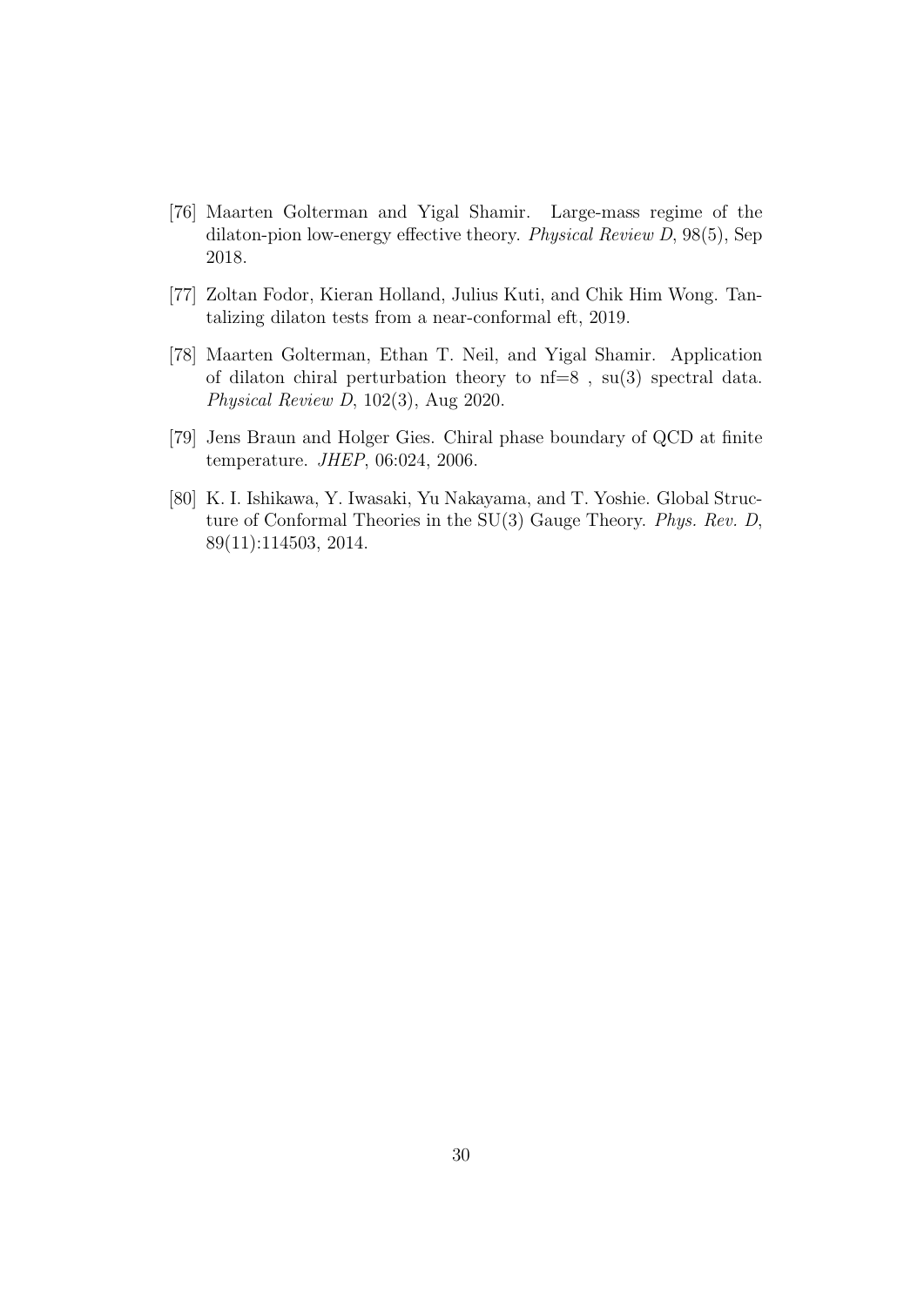[76] Maarten Golterman and Yigal Shamir. Large-mass regime of the dilaton-pion low-energy effective theory. *Physical Review D*, 98(5), Sep 2018.

[77] Zoltan Fodor, Kieran Holland, Julius Kuti, and Chik Him Wong. Tantalizing dilaton tests from a near-conformal eft, 2019.

[78] Maarten Golterman, Ethan T. Neil, and Yigal Shamir. Application of dilaton chiral perturbation theory to nf=8 , su(3) spectral data. *Physical Review D*, 102(3), Aug 2020.

[79] Jens Braun and Holger Gies. Chiral phase boundary of QCD at finite temperature. *JHEP*, 06:024, 2006.

[80] K. I. Ishikawa, Y. Iwasaki, Yu Nakayama, and T. Yoshie. Global Structure of Conformal Theories in the SU(3) Gauge Theory. *Phys. Rev. D*, 89(11):114503, 2014.